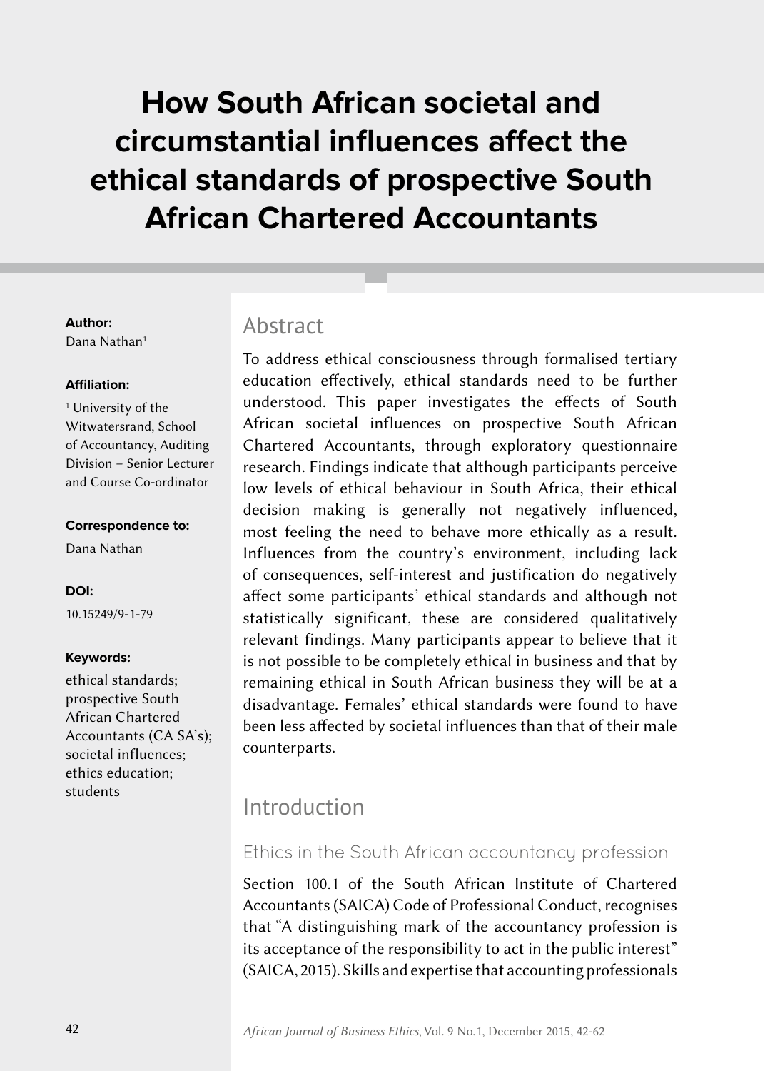# How South African societal and circumstantial influences affect the ethical standards of prospective South African Chartered Accountants

**Author:**
Dana Nathan[1]

**Affiliation:**

[1] University of the Witwatersrand, School of Accountancy, Auditing Division – Senior Lecturer and Course Co-ordinator

**Correspondence to:**

Dana Nathan

**DOI:**

10.15249/9-1-79

**Keywords:**

ethical standards; prospective South African Chartered Accountants (CA SA's); societal influences; ethics education; students

## Abstract

To address ethical consciousness through formalised tertiary education effectively, ethical standards need to be further understood. This paper investigates the effects of South African societal influences on prospective South African Chartered Accountants, through exploratory questionnaire research. Findings indicate that although participants perceive low levels of ethical behaviour in South Africa, their ethical decision making is generally not negatively influenced, most feeling the need to behave more ethically as a result. Influences from the country's environment, including lack of consequences, self-interest and justification do negatively affect some participants' ethical standards and although not statistically significant, these are considered qualitatively relevant findings. Many participants appear to believe that it is not possible to be completely ethical in business and that by remaining ethical in South African business they will be at a disadvantage. Females' ethical standards were found to have been less affected by societal influences than that of their male counterparts.

## Introduction

### Ethics in the South African accountancy profession

Section 100.1 of the South African Institute of Chartered Accountants (SAICA) Code of Professional Conduct, recognises that "A distinguishing mark of the accountancy profession is its acceptance of the responsibility to act in the public interest" (SAICA, 2015). Skills and expertise that accounting professionals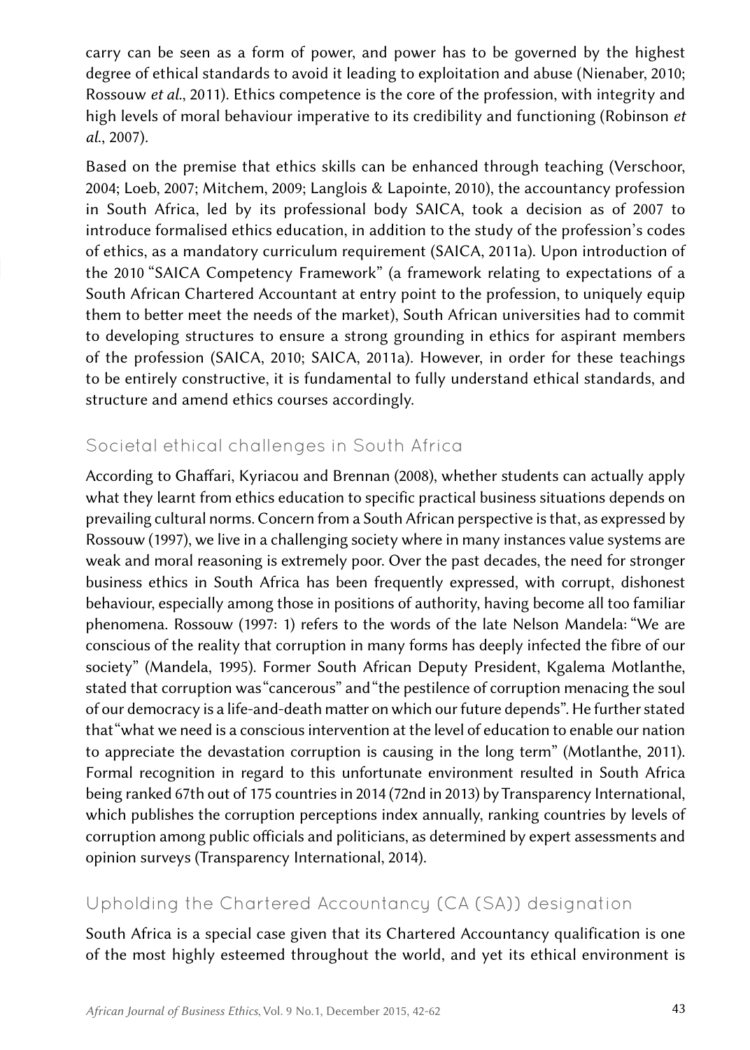carry can be seen as a form of power, and power has to be governed by the highest degree of ethical standards to avoid it leading to exploitation and abuse (Nienaber, 2010; Rossouw *et al.*, 2011). Ethics competence is the core of the profession, with integrity and high levels of moral behaviour imperative to its credibility and functioning (Robinson *et al.*, 2007).

Based on the premise that ethics skills can be enhanced through teaching (Verschoor, 2004; Loeb, 2007; Mitchem, 2009; Langlois & Lapointe, 2010), the accountancy profession in South Africa, led by its professional body SAICA, took a decision as of 2007 to introduce formalised ethics education, in addition to the study of the profession's codes of ethics, as a mandatory curriculum requirement (SAICA, 2011a). Upon introduction of the 2010 "SAICA Competency Framework" (a framework relating to expectations of a South African Chartered Accountant at entry point to the profession, to uniquely equip them to better meet the needs of the market), South African universities had to commit to developing structures to ensure a strong grounding in ethics for aspirant members of the profession (SAICA, 2010; SAICA, 2011a). However, in order for these teachings to be entirely constructive, it is fundamental to fully understand ethical standards, and structure and amend ethics courses accordingly.

## Societal ethical challenges in South Africa

According to Ghaffari, Kyriacou and Brennan (2008), whether students can actually apply what they learnt from ethics education to specific practical business situations depends on prevailing cultural norms. Concern from a South African perspective is that, as expressed by Rossouw (1997), we live in a challenging society where in many instances value systems are weak and moral reasoning is extremely poor. Over the past decades, the need for stronger business ethics in South Africa has been frequently expressed, with corrupt, dishonest behaviour, especially among those in positions of authority, having become all too familiar phenomena. Rossouw (1997: 1) refers to the words of the late Nelson Mandela: "We are conscious of the reality that corruption in many forms has deeply infected the fibre of our society" (Mandela, 1995). Former South African Deputy President, Kgalema Motlanthe, stated that corruption was "cancerous" and "the pestilence of corruption menacing the soul of our democracy is a life-and-death matter on which our future depends". He further stated that "what we need is a conscious intervention at the level of education to enable our nation to appreciate the devastation corruption is causing in the long term" (Motlanthe, 2011). Formal recognition in regard to this unfortunate environment resulted in South Africa being ranked 67th out of 175 countries in 2014 (72nd in 2013) by Transparency International, which publishes the corruption perceptions index annually, ranking countries by levels of corruption among public officials and politicians, as determined by expert assessments and opinion surveys (Transparency International, 2014).

## Upholding the Chartered Accountancy (CA (SA)) designation

South Africa is a special case given that its Chartered Accountancy qualification is one of the most highly esteemed throughout the world, and yet its ethical environment is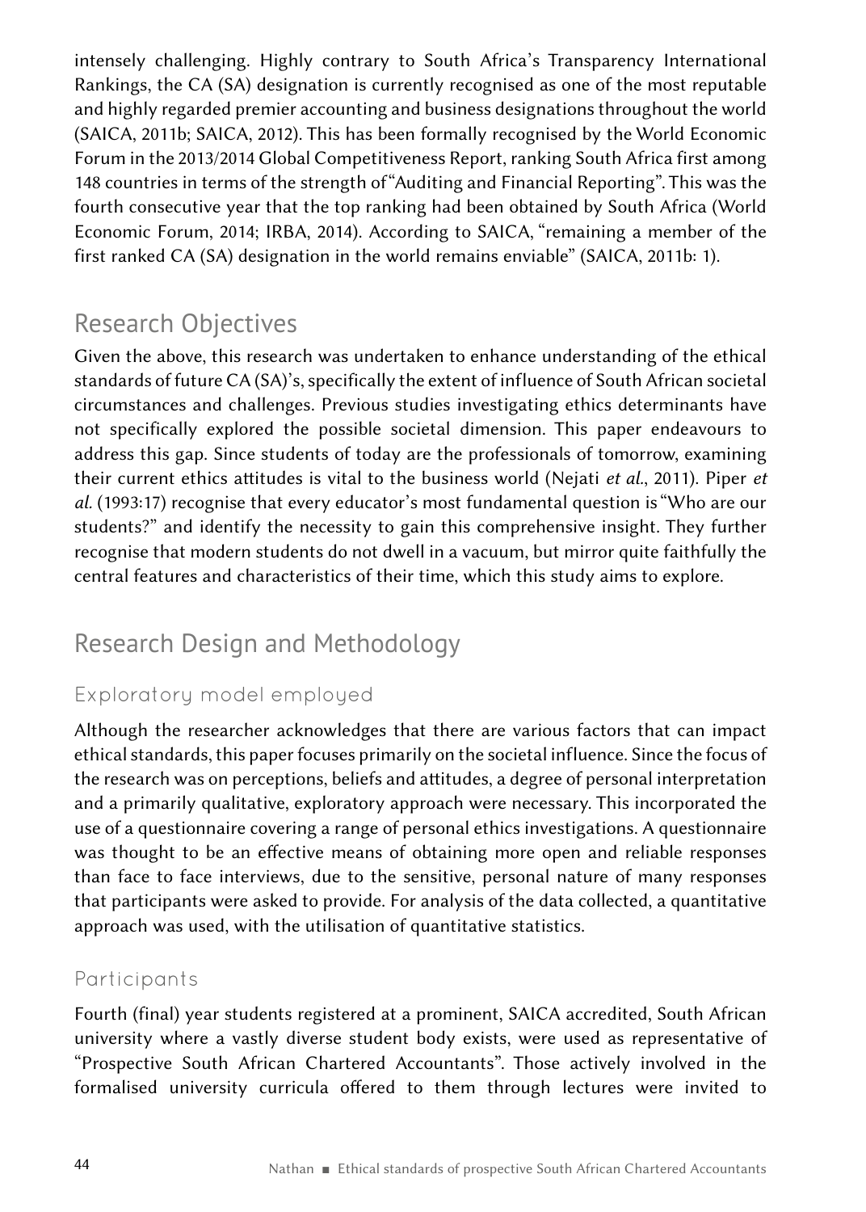intensely challenging. Highly contrary to South Africa's Transparency International Rankings, the CA (SA) designation is currently recognised as one of the most reputable and highly regarded premier accounting and business designations throughout the world (SAICA, 2011b; SAICA, 2012). This has been formally recognised by the World Economic Forum in the 2013/2014 Global Competitiveness Report, ranking South Africa first among 148 countries in terms of the strength of "Auditing and Financial Reporting". This was the fourth consecutive year that the top ranking had been obtained by South Africa (World Economic Forum, 2014; IRBA, 2014). According to SAICA, "remaining a member of the first ranked CA (SA) designation in the world remains enviable" (SAICA, 2011b: 1).

## Research Objectives

Given the above, this research was undertaken to enhance understanding of the ethical standards of future CA (SA)'s, specifically the extent of influence of South African societal circumstances and challenges. Previous studies investigating ethics determinants have not specifically explored the possible societal dimension. This paper endeavours to address this gap. Since students of today are the professionals of tomorrow, examining their current ethics attitudes is vital to the business world (Nejati *et al.*, 2011). Piper *et al.* (1993:17) recognise that every educator's most fundamental question is "Who are our students?" and identify the necessity to gain this comprehensive insight. They further recognise that modern students do not dwell in a vacuum, but mirror quite faithfully the central features and characteristics of their time, which this study aims to explore.

## Research Design and Methodology

### Exploratory model employed

Although the researcher acknowledges that there are various factors that can impact ethical standards, this paper focuses primarily on the societal influence. Since the focus of the research was on perceptions, beliefs and attitudes, a degree of personal interpretation and a primarily qualitative, exploratory approach were necessary. This incorporated the use of a questionnaire covering a range of personal ethics investigations. A questionnaire was thought to be an effective means of obtaining more open and reliable responses than face to face interviews, due to the sensitive, personal nature of many responses that participants were asked to provide. For analysis of the data collected, a quantitative approach was used, with the utilisation of quantitative statistics.

### Participants

Fourth (final) year students registered at a prominent, SAICA accredited, South African university where a vastly diverse student body exists, were used as representative of "Prospective South African Chartered Accountants". Those actively involved in the formalised university curricula offered to them through lectures were invited to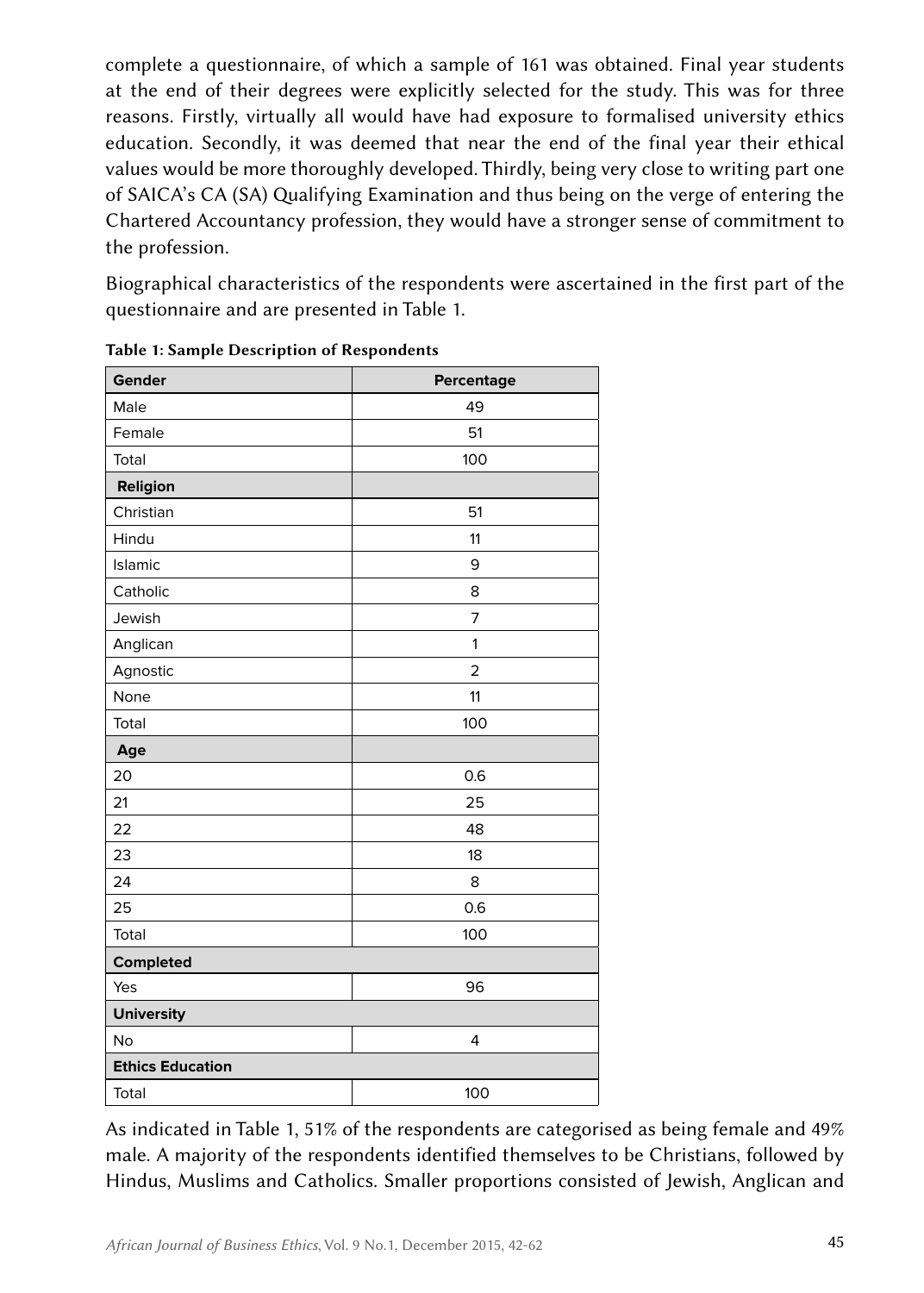complete a questionnaire, of which a sample of 161 was obtained. Final year students at the end of their degrees were explicitly selected for the study. This was for three reasons. Firstly, virtually all would have had exposure to formalised university ethics education. Secondly, it was deemed that near the end of the final year their ethical values would be more thoroughly developed. Thirdly, being very close to writing part one of SAICA's CA (SA) Qualifying Examination and thus being on the verge of entering the Chartered Accountancy profession, they would have a stronger sense of commitment to the profession.

Biographical characteristics of the respondents were ascertained in the first part of the questionnaire and are presented in Table 1.

**Table 1: Sample Description of Respondents**

| Gender | Percentage |
|---|---|
| Male | 49 |
| Female | 51 |
| Total | 100 |
| **Religion** | |
| Christian | 51 |
| Hindu | 11 |
| Islamic | 9 |
| Catholic | 8 |
| Jewish | 7 |
| Anglican | 1 |
| Agnostic | 2 |
| None | 11 |
| Total | 100 |
| **Age** | |
| 20 | 0.6 |
| 21 | 25 |
| 22 | 48 |
| 23 | 18 |
| 24 | 8 |
| 25 | 0.6 |
| Total | 100 |
| **Completed** | |
| Yes | 96 |
| **University** | |
| No | 4 |
| **Ethics Education** | |
| Total | 100 |

As indicated in Table 1, 51% of the respondents are categorised as being female and 49% male. A majority of the respondents identified themselves to be Christians, followed by Hindus, Muslims and Catholics. Smaller proportions consisted of Jewish, Anglican and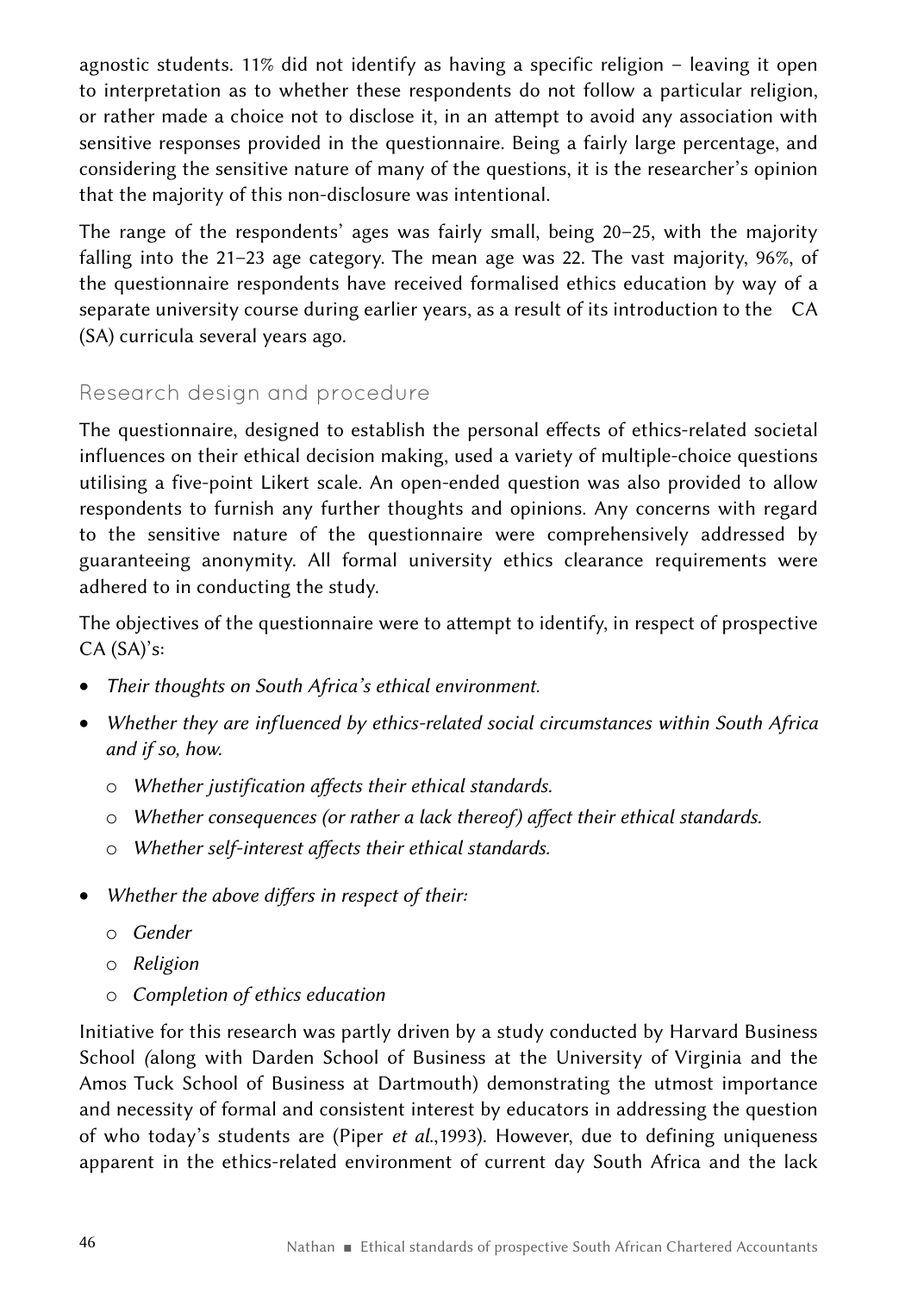agnostic students. 11% did not identify as having a specific religion – leaving it open to interpretation as to whether these respondents do not follow a particular religion, or rather made a choice not to disclose it, in an attempt to avoid any association with sensitive responses provided in the questionnaire. Being a fairly large percentage, and considering the sensitive nature of many of the questions, it is the researcher's opinion that the majority of this non-disclosure was intentional.

The range of the respondents' ages was fairly small, being 20–25, with the majority falling into the 21–23 age category. The mean age was 22. The vast majority, 96%, of the questionnaire respondents have received formalised ethics education by way of a separate university course during earlier years, as a result of its introduction to the CA (SA) curricula several years ago.

## Research design and procedure

The questionnaire, designed to establish the personal effects of ethics-related societal influences on their ethical decision making, used a variety of multiple-choice questions utilising a five-point Likert scale. An open-ended question was also provided to allow respondents to furnish any further thoughts and opinions. Any concerns with regard to the sensitive nature of the questionnaire were comprehensively addressed by guaranteeing anonymity. All formal university ethics clearance requirements were adhered to in conducting the study.

The objectives of the questionnaire were to attempt to identify, in respect of prospective CA (SA)'s:

- *Their thoughts on South Africa's ethical environment.*
- *Whether they are influenced by ethics-related social circumstances within South Africa and if so, how.*
  - *Whether justification affects their ethical standards.*
  - *Whether consequences (or rather a lack thereof) affect their ethical standards.*
  - *Whether self-interest affects their ethical standards.*
- *Whether the above differs in respect of their:*
  - *Gender*
  - *Religion*
  - *Completion of ethics education*

Initiative for this research was partly driven by a study conducted by Harvard Business School (along with Darden School of Business at the University of Virginia and the Amos Tuck School of Business at Dartmouth) demonstrating the utmost importance and necessity of formal and consistent interest by educators in addressing the question of who today's students are (Piper *et al.*,1993). However, due to defining uniqueness apparent in the ethics-related environment of current day South Africa and the lack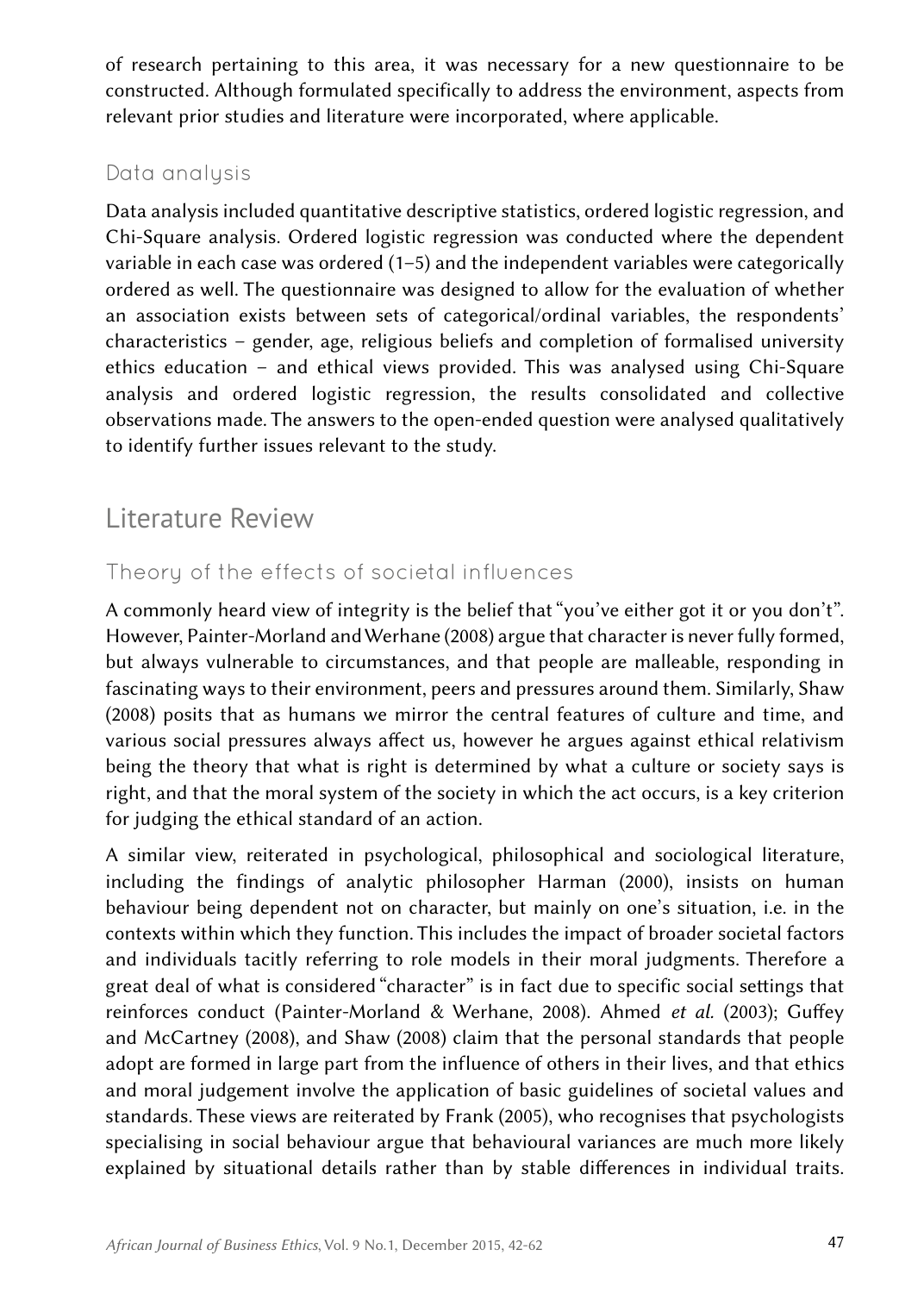of research pertaining to this area, it was necessary for a new questionnaire to be constructed. Although formulated specifically to address the environment, aspects from relevant prior studies and literature were incorporated, where applicable.

### Data analysis

Data analysis included quantitative descriptive statistics, ordered logistic regression, and Chi-Square analysis. Ordered logistic regression was conducted where the dependent variable in each case was ordered (1–5) and the independent variables were categorically ordered as well. The questionnaire was designed to allow for the evaluation of whether an association exists between sets of categorical/ordinal variables, the respondents' characteristics – gender, age, religious beliefs and completion of formalised university ethics education – and ethical views provided. This was analysed using Chi-Square analysis and ordered logistic regression, the results consolidated and collective observations made. The answers to the open-ended question were analysed qualitatively to identify further issues relevant to the study.

## Literature Review

### Theory of the effects of societal influences

A commonly heard view of integrity is the belief that "you've either got it or you don't". However, Painter-Morland and Werhane (2008) argue that character is never fully formed, but always vulnerable to circumstances, and that people are malleable, responding in fascinating ways to their environment, peers and pressures around them. Similarly, Shaw (2008) posits that as humans we mirror the central features of culture and time, and various social pressures always affect us, however he argues against ethical relativism being the theory that what is right is determined by what a culture or society says is right, and that the moral system of the society in which the act occurs, is a key criterion for judging the ethical standard of an action.

A similar view, reiterated in psychological, philosophical and sociological literature, including the findings of analytic philosopher Harman (2000), insists on human behaviour being dependent not on character, but mainly on one's situation, i.e. in the contexts within which they function. This includes the impact of broader societal factors and individuals tacitly referring to role models in their moral judgments. Therefore a great deal of what is considered "character" is in fact due to specific social settings that reinforces conduct (Painter-Morland & Werhane, 2008). Ahmed *et al.* (2003); Guffey and McCartney (2008), and Shaw (2008) claim that the personal standards that people adopt are formed in large part from the influence of others in their lives, and that ethics and moral judgement involve the application of basic guidelines of societal values and standards. These views are reiterated by Frank (2005), who recognises that psychologists specialising in social behaviour argue that behavioural variances are much more likely explained by situational details rather than by stable differences in individual traits.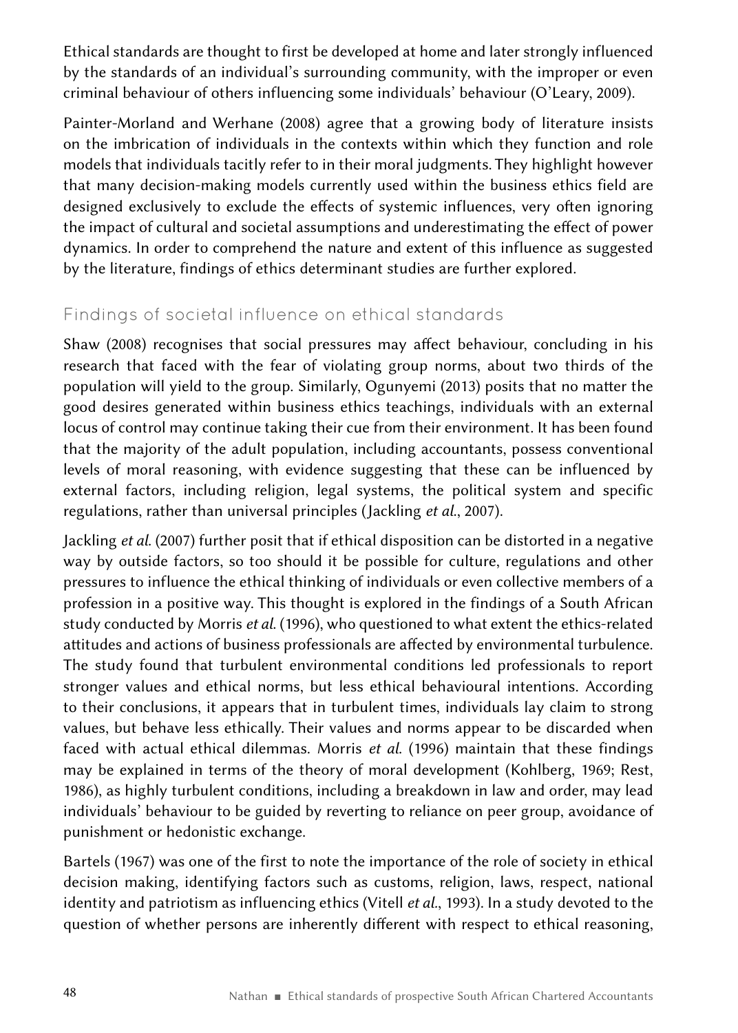Ethical standards are thought to first be developed at home and later strongly influenced by the standards of an individual's surrounding community, with the improper or even criminal behaviour of others influencing some individuals' behaviour (O'Leary, 2009).

Painter-Morland and Werhane (2008) agree that a growing body of literature insists on the imbrication of individuals in the contexts within which they function and role models that individuals tacitly refer to in their moral judgments. They highlight however that many decision-making models currently used within the business ethics field are designed exclusively to exclude the effects of systemic influences, very often ignoring the impact of cultural and societal assumptions and underestimating the effect of power dynamics. In order to comprehend the nature and extent of this influence as suggested by the literature, findings of ethics determinant studies are further explored.

## Findings of societal influence on ethical standards

Shaw (2008) recognises that social pressures may affect behaviour, concluding in his research that faced with the fear of violating group norms, about two thirds of the population will yield to the group. Similarly, Ogunyemi (2013) posits that no matter the good desires generated within business ethics teachings, individuals with an external locus of control may continue taking their cue from their environment. It has been found that the majority of the adult population, including accountants, possess conventional levels of moral reasoning, with evidence suggesting that these can be influenced by external factors, including religion, legal systems, the political system and specific regulations, rather than universal principles (Jackling *et al*., 2007).

Jackling *et al*. (2007) further posit that if ethical disposition can be distorted in a negative way by outside factors, so too should it be possible for culture, regulations and other pressures to influence the ethical thinking of individuals or even collective members of a profession in a positive way. This thought is explored in the findings of a South African study conducted by Morris *et al*. (1996), who questioned to what extent the ethics-related attitudes and actions of business professionals are affected by environmental turbulence. The study found that turbulent environmental conditions led professionals to report stronger values and ethical norms, but less ethical behavioural intentions. According to their conclusions, it appears that in turbulent times, individuals lay claim to strong values, but behave less ethically. Their values and norms appear to be discarded when faced with actual ethical dilemmas. Morris *et al*. (1996) maintain that these findings may be explained in terms of the theory of moral development (Kohlberg, 1969; Rest, 1986), as highly turbulent conditions, including a breakdown in law and order, may lead individuals' behaviour to be guided by reverting to reliance on peer group, avoidance of punishment or hedonistic exchange.

Bartels (1967) was one of the first to note the importance of the role of society in ethical decision making, identifying factors such as customs, religion, laws, respect, national identity and patriotism as influencing ethics (Vitell *et al*., 1993). In a study devoted to the question of whether persons are inherently different with respect to ethical reasoning,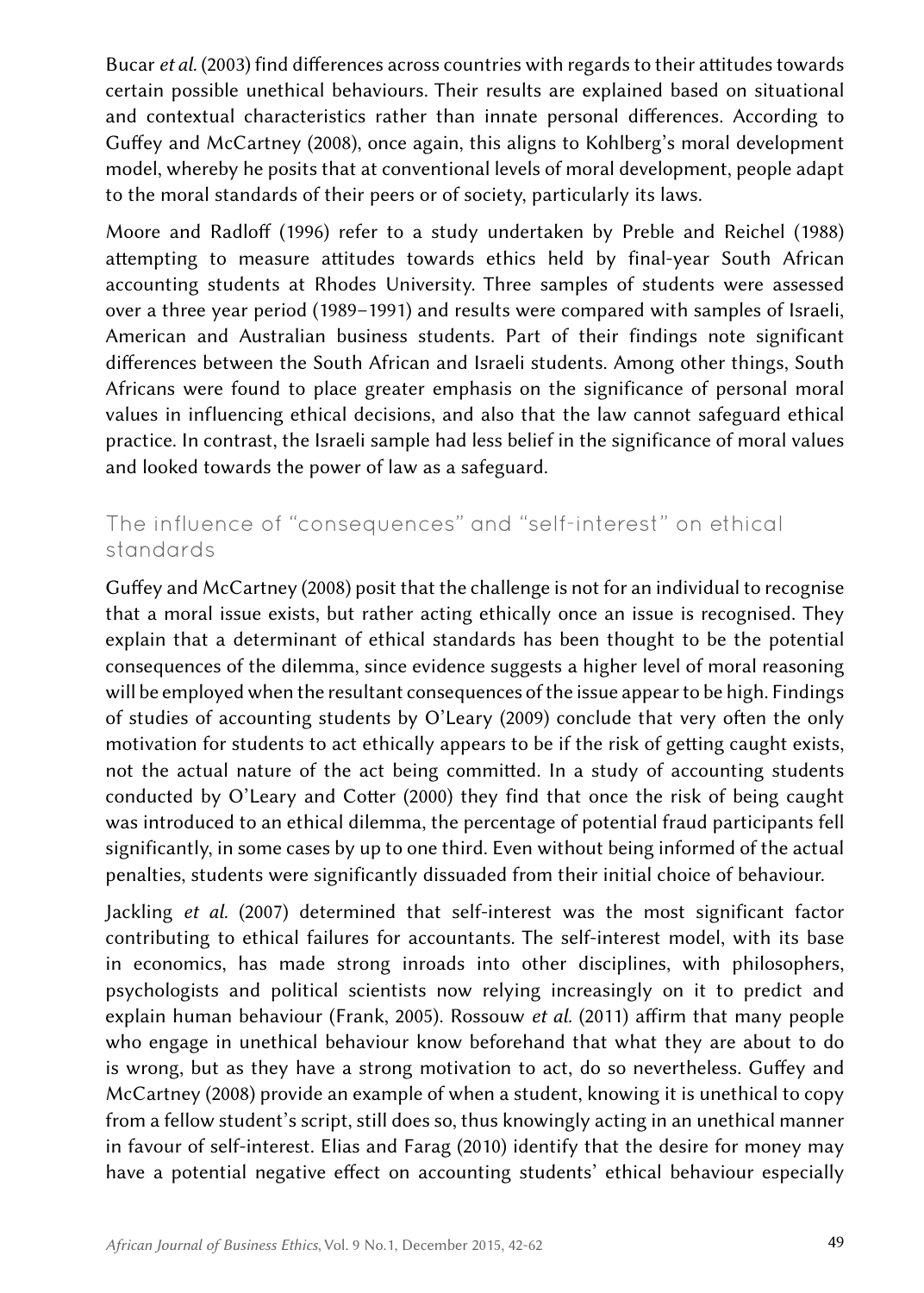Bucar *et al.* (2003) find differences across countries with regards to their attitudes towards certain possible unethical behaviours. Their results are explained based on situational and contextual characteristics rather than innate personal differences. According to Guffey and McCartney (2008), once again, this aligns to Kohlberg's moral development model, whereby he posits that at conventional levels of moral development, people adapt to the moral standards of their peers or of society, particularly its laws.

Moore and Radloff (1996) refer to a study undertaken by Preble and Reichel (1988) attempting to measure attitudes towards ethics held by final-year South African accounting students at Rhodes University. Three samples of students were assessed over a three year period (1989–1991) and results were compared with samples of Israeli, American and Australian business students. Part of their findings note significant differences between the South African and Israeli students. Among other things, South Africans were found to place greater emphasis on the significance of personal moral values in influencing ethical decisions, and also that the law cannot safeguard ethical practice. In contrast, the Israeli sample had less belief in the significance of moral values and looked towards the power of law as a safeguard.

## The influence of "consequences" and "self-interest" on ethical standards

Guffey and McCartney (2008) posit that the challenge is not for an individual to recognise that a moral issue exists, but rather acting ethically once an issue is recognised. They explain that a determinant of ethical standards has been thought to be the potential consequences of the dilemma, since evidence suggests a higher level of moral reasoning will be employed when the resultant consequences of the issue appear to be high. Findings of studies of accounting students by O'Leary (2009) conclude that very often the only motivation for students to act ethically appears to be if the risk of getting caught exists, not the actual nature of the act being committed. In a study of accounting students conducted by O'Leary and Cotter (2000) they find that once the risk of being caught was introduced to an ethical dilemma, the percentage of potential fraud participants fell significantly, in some cases by up to one third. Even without being informed of the actual penalties, students were significantly dissuaded from their initial choice of behaviour.

Jackling *et al.* (2007) determined that self-interest was the most significant factor contributing to ethical failures for accountants. The self-interest model, with its base in economics, has made strong inroads into other disciplines, with philosophers, psychologists and political scientists now relying increasingly on it to predict and explain human behaviour (Frank, 2005). Rossouw *et al.* (2011) affirm that many people who engage in unethical behaviour know beforehand that what they are about to do is wrong, but as they have a strong motivation to act, do so nevertheless. Guffey and McCartney (2008) provide an example of when a student, knowing it is unethical to copy from a fellow student's script, still does so, thus knowingly acting in an unethical manner in favour of self-interest. Elias and Farag (2010) identify that the desire for money may have a potential negative effect on accounting students' ethical behaviour especially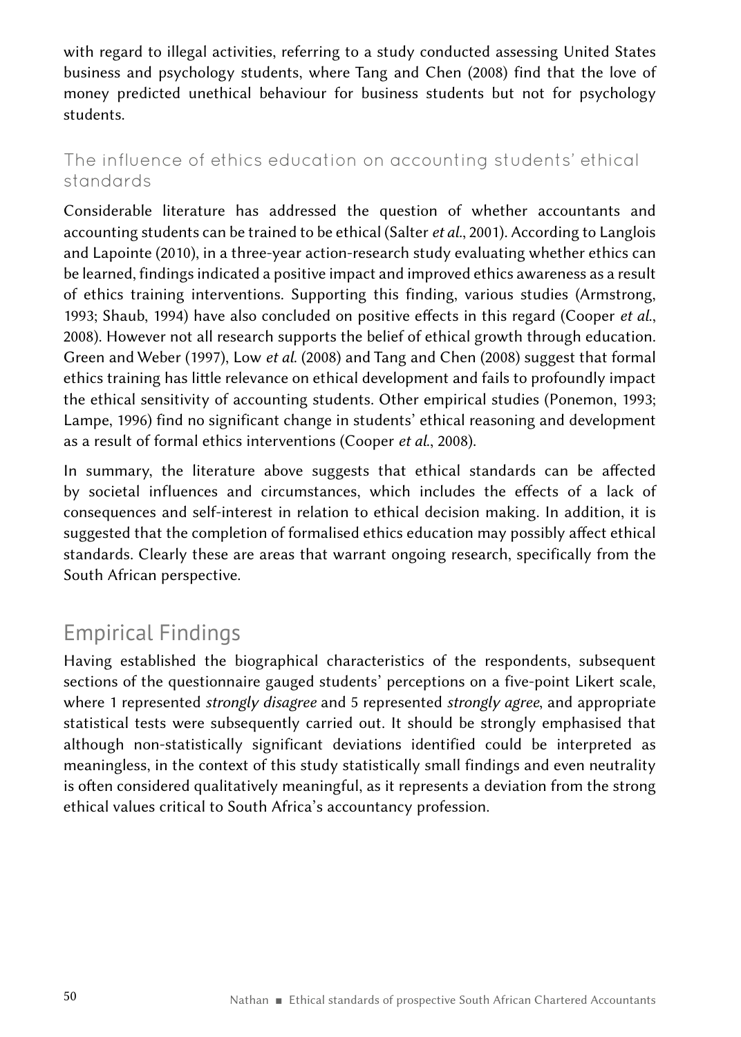with regard to illegal activities, referring to a study conducted assessing United States business and psychology students, where Tang and Chen (2008) find that the love of money predicted unethical behaviour for business students but not for psychology students.

### The influence of ethics education on accounting students' ethical standards

Considerable literature has addressed the question of whether accountants and accounting students can be trained to be ethical (Salter *et al*., 2001). According to Langlois and Lapointe (2010), in a three-year action-research study evaluating whether ethics can be learned, findings indicated a positive impact and improved ethics awareness as a result of ethics training interventions. Supporting this finding, various studies (Armstrong, 1993; Shaub, 1994) have also concluded on positive effects in this regard (Cooper *et al*., 2008). However not all research supports the belief of ethical growth through education. Green and Weber (1997), Low *et al*. (2008) and Tang and Chen (2008) suggest that formal ethics training has little relevance on ethical development and fails to profoundly impact the ethical sensitivity of accounting students. Other empirical studies (Ponemon, 1993; Lampe, 1996) find no significant change in students' ethical reasoning and development as a result of formal ethics interventions (Cooper *et al*., 2008).

In summary, the literature above suggests that ethical standards can be affected by societal influences and circumstances, which includes the effects of a lack of consequences and self-interest in relation to ethical decision making. In addition, it is suggested that the completion of formalised ethics education may possibly affect ethical standards. Clearly these are areas that warrant ongoing research, specifically from the South African perspective.

## Empirical Findings

Having established the biographical characteristics of the respondents, subsequent sections of the questionnaire gauged students' perceptions on a five-point Likert scale, where 1 represented *strongly disagree* and 5 represented *strongly agree*, and appropriate statistical tests were subsequently carried out. It should be strongly emphasised that although non-statistically significant deviations identified could be interpreted as meaningless, in the context of this study statistically small findings and even neutrality is often considered qualitatively meaningful, as it represents a deviation from the strong ethical values critical to South Africa's accountancy profession.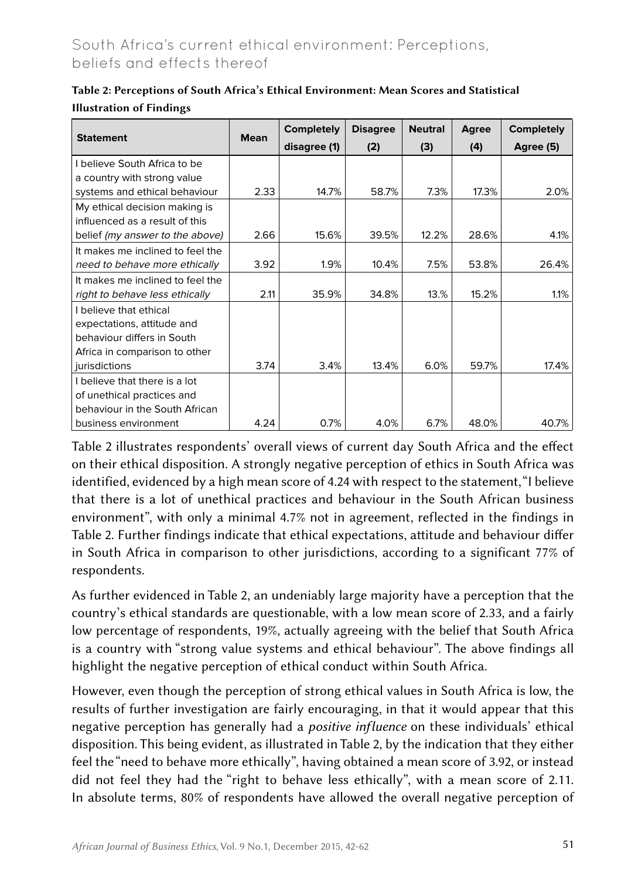**Table 2: Perceptions of South Africa's Ethical Environment: Mean Scores and Statistical Illustration of Findings**

| Statement | Mean | Completely disagree (1) | Disagree (2) | Neutral (3) | Agree (4) | Completely Agree (5) |
|---|---|---|---|---|---|---|
| I believe South Africa to be a country with strong value systems and ethical behaviour | 2.33 | 14.7% | 58.7% | 7.3% | 17.3% | 2.0% |
| My ethical decision making is influenced as a result of this belief *(my answer to the above)* | 2.66 | 15.6% | 39.5% | 12.2% | 28.6% | 4.1% |
| It makes me inclined to feel the *need to behave more ethically* | 3.92 | 1.9% | 10.4% | 7.5% | 53.8% | 26.4% |
| It makes me inclined to feel the *right to behave less ethically* | 2.11 | 35.9% | 34.8% | 13.% | 15.2% | 1.1% |
| I believe that ethical expectations, attitude and behaviour differs in South Africa in comparison to other jurisdictions | 3.74 | 3.4% | 13.4% | 6.0% | 59.7% | 17.4% |
| I believe that there is a lot of unethical practices and behaviour in the South African business environment | 4.24 | 0.7% | 4.0% | 6.7% | 48.0% | 40.7% |

Table 2 illustrates respondents' overall views of current day South Africa and the effect on their ethical disposition. A strongly negative perception of ethics in South Africa was identified, evidenced by a high mean score of 4.24 with respect to the statement, "I believe that there is a lot of unethical practices and behaviour in the South African business environment", with only a minimal 4.7% not in agreement, reflected in the findings in Table 2. Further findings indicate that ethical expectations, attitude and behaviour differ in South Africa in comparison to other jurisdictions, according to a significant 77% of respondents.

As further evidenced in Table 2, an undeniably large majority have a perception that the country's ethical standards are questionable, with a low mean score of 2.33, and a fairly low percentage of respondents, 19%, actually agreeing with the belief that South Africa is a country with "strong value systems and ethical behaviour". The above findings all highlight the negative perception of ethical conduct within South Africa.

However, even though the perception of strong ethical values in South Africa is low, the results of further investigation are fairly encouraging, in that it would appear that this negative perception has generally had a *positive influence* on these individuals' ethical disposition. This being evident, as illustrated in Table 2, by the indication that they either feel the "need to behave more ethically", having obtained a mean score of 3.92, or instead did not feel they had the "right to behave less ethically", with a mean score of 2.11. In absolute terms, 80% of respondents have allowed the overall negative perception of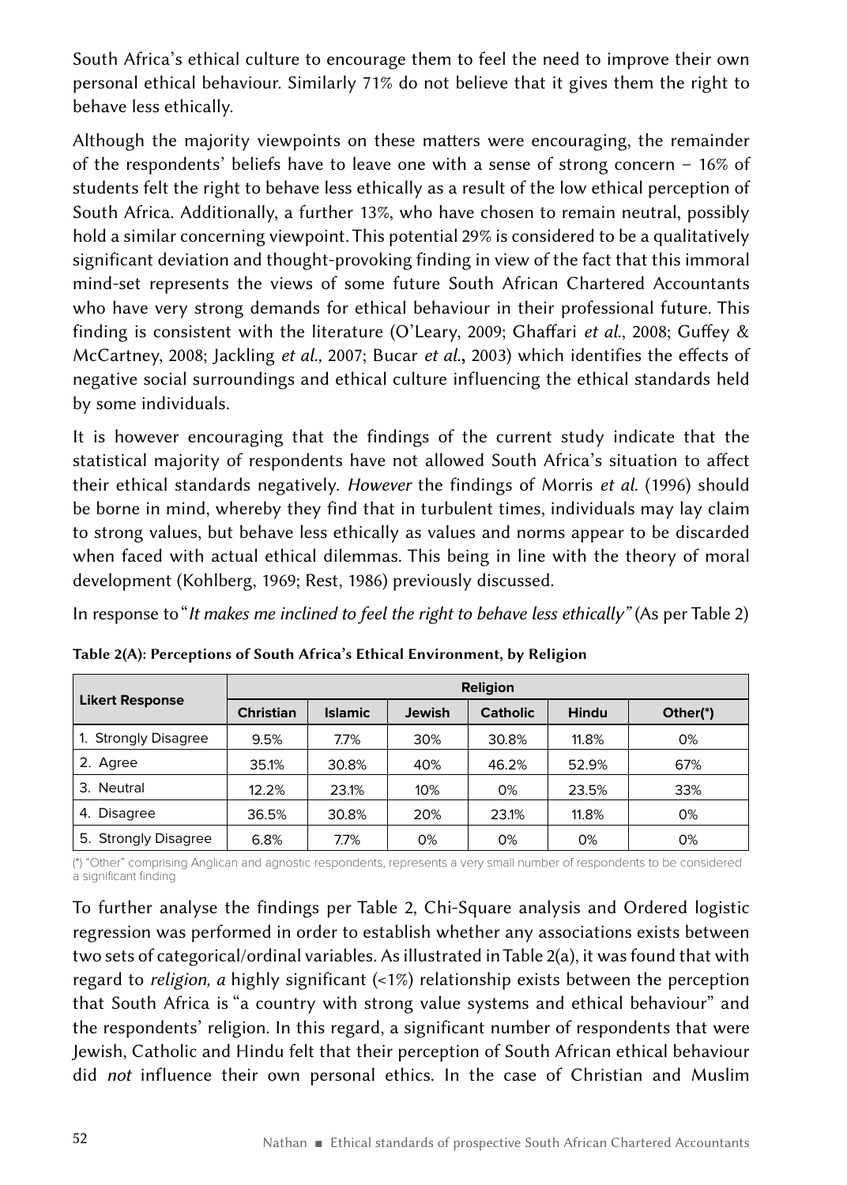South Africa's ethical culture to encourage them to feel the need to improve their own personal ethical behaviour. Similarly 71% do not believe that it gives them the right to behave less ethically.

Although the majority viewpoints on these matters were encouraging, the remainder of the respondents' beliefs have to leave one with a sense of strong concern – 16% of students felt the right to behave less ethically as a result of the low ethical perception of South Africa. Additionally, a further 13%, who have chosen to remain neutral, possibly hold a similar concerning viewpoint. This potential 29% is considered to be a qualitatively significant deviation and thought-provoking finding in view of the fact that this immoral mind-set represents the views of some future South African Chartered Accountants who have very strong demands for ethical behaviour in their professional future. This finding is consistent with the literature (O'Leary, 2009; Ghaffari *et al*., 2008; Guffey & McCartney, 2008; Jackling *et al.,* 2007; Bucar *et al.***,** 2003) which identifies the effects of negative social surroundings and ethical culture influencing the ethical standards held by some individuals.

It is however encouraging that the findings of the current study indicate that the statistical majority of respondents have not allowed South Africa's situation to affect their ethical standards negatively. *However* the findings of Morris *et al.* (1996) should be borne in mind, whereby they find that in turbulent times, individuals may lay claim to strong values, but behave less ethically as values and norms appear to be discarded when faced with actual ethical dilemmas. This being in line with the theory of moral development (Kohlberg, 1969; Rest, 1986) previously discussed.

In response to "*It makes me inclined to feel the right to behave less ethically"* (As per Table 2)

**Table 2(A): Perceptions of South Africa's Ethical Environment, by Religion**

| Likert Response | Religion | | | | | |
|---|---|---|---|---|---|---|
| | Christian | Islamic | Jewish | Catholic | Hindu | Other(*) |
| 1. Strongly Disagree | 9.5% | 7.7% | 30% | 30.8% | 11.8% | 0% |
| 2. Agree | 35.1% | 30.8% | 40% | 46.2% | 52.9% | 67% |
| 3. Neutral | 12.2% | 23.1% | 10% | 0% | 23.5% | 33% |
| 4. Disagree | 36.5% | 30.8% | 20% | 23.1% | 11.8% | 0% |
| 5. Strongly Disagree | 6.8% | 7.7% | 0% | 0% | 0% | 0% |

(*) "Other" comprising Anglican and agnostic respondents, represents a very small number of respondents to be considered a significant finding

To further analyse the findings per Table 2, Chi-Square analysis and Ordered logistic regression was performed in order to establish whether any associations exists between two sets of categorical/ordinal variables. As illustrated in Table 2(a), it was found that with regard to *religion, a* highly significant (<1%) relationship exists between the perception that South Africa is "a country with strong value systems and ethical behaviour" and the respondents' religion. In this regard, a significant number of respondents that were Jewish, Catholic and Hindu felt that their perception of South African ethical behaviour did *not* influence their own personal ethics. In the case of Christian and Muslim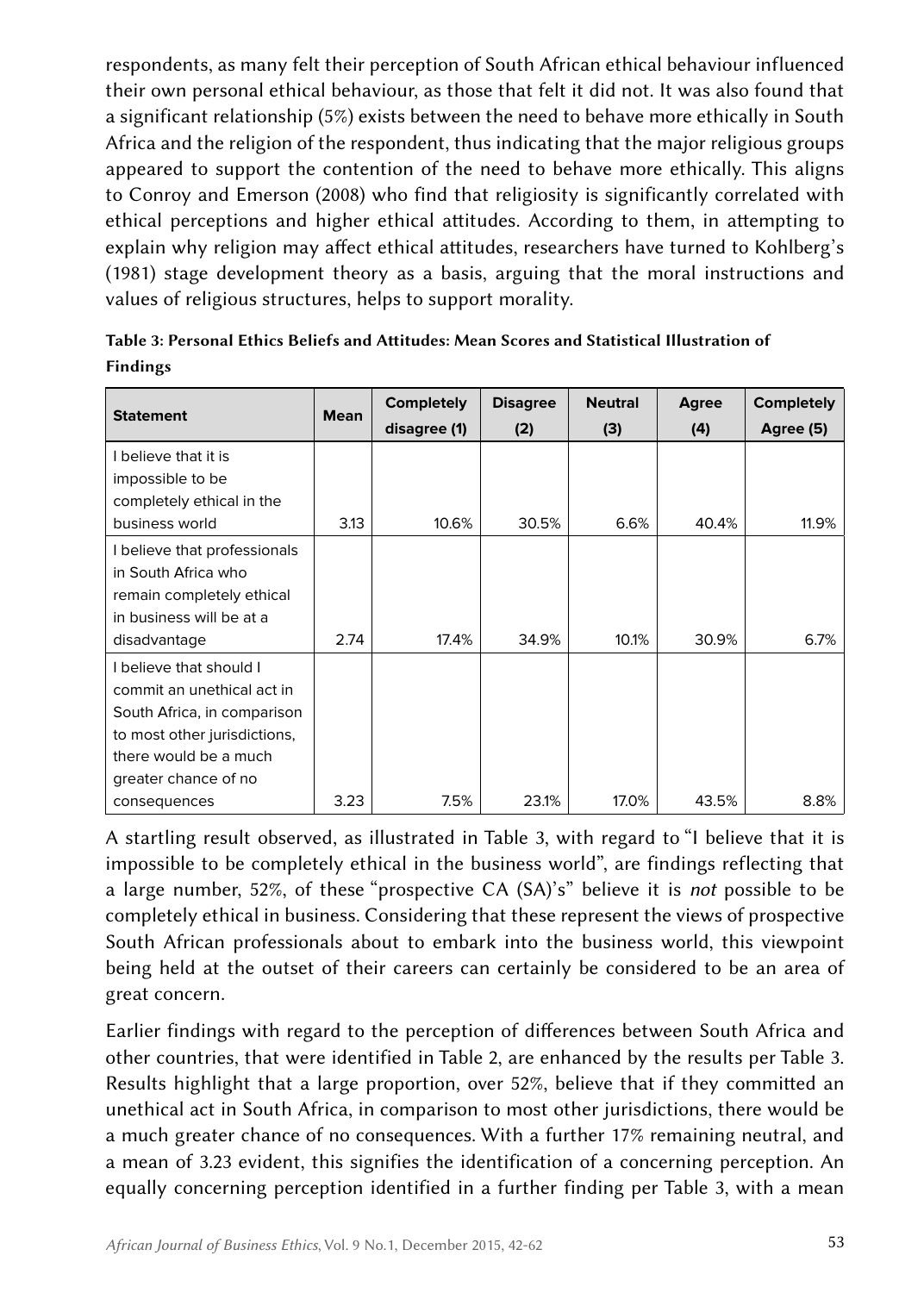respondents, as many felt their perception of South African ethical behaviour influenced their own personal ethical behaviour, as those that felt it did not. It was also found that a significant relationship (5%) exists between the need to behave more ethically in South Africa and the religion of the respondent, thus indicating that the major religious groups appeared to support the contention of the need to behave more ethically. This aligns to Conroy and Emerson (2008) who find that religiosity is significantly correlated with ethical perceptions and higher ethical attitudes. According to them, in attempting to explain why religion may affect ethical attitudes, researchers have turned to Kohlberg's (1981) stage development theory as a basis, arguing that the moral instructions and values of religious structures, helps to support morality.

**Table 3: Personal Ethics Beliefs and Attitudes: Mean Scores and Statistical Illustration of Findings**

| Statement | Mean | Completely disagree (1) | Disagree (2) | Neutral (3) | Agree (4) | Completely Agree (5) |
|---|---|---|---|---|---|---|
| I believe that it is impossible to be completely ethical in the business world | 3.13 | 10.6% | 30.5% | 6.6% | 40.4% | 11.9% |
| I believe that professionals in South Africa who remain completely ethical in business will be at a disadvantage | 2.74 | 17.4% | 34.9% | 10.1% | 30.9% | 6.7% |
| I believe that should I commit an unethical act in South Africa, in comparison to most other jurisdictions, there would be a much greater chance of no consequences | 3.23 | 7.5% | 23.1% | 17.0% | 43.5% | 8.8% |

A startling result observed, as illustrated in Table 3, with regard to "I believe that it is impossible to be completely ethical in the business world", are findings reflecting that a large number, 52%, of these "prospective CA (SA)'s" believe it is *not* possible to be completely ethical in business. Considering that these represent the views of prospective South African professionals about to embark into the business world, this viewpoint being held at the outset of their careers can certainly be considered to be an area of great concern.

Earlier findings with regard to the perception of differences between South Africa and other countries, that were identified in Table 2, are enhanced by the results per Table 3. Results highlight that a large proportion, over 52%, believe that if they committed an unethical act in South Africa, in comparison to most other jurisdictions, there would be a much greater chance of no consequences. With a further 17% remaining neutral, and a mean of 3.23 evident, this signifies the identification of a concerning perception. An equally concerning perception identified in a further finding per Table 3, with a mean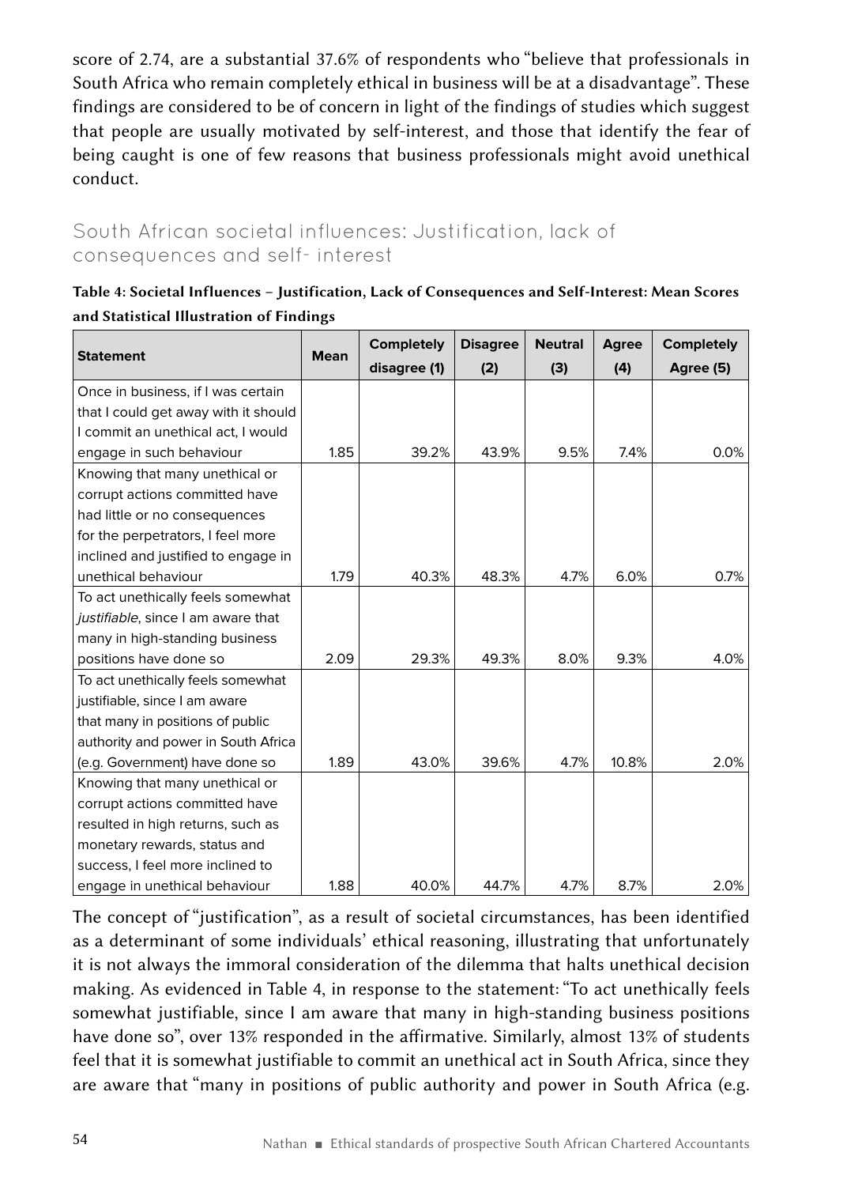score of 2.74, are a substantial 37.6% of respondents who "believe that professionals in South Africa who remain completely ethical in business will be at a disadvantage". These findings are considered to be of concern in light of the findings of studies which suggest that people are usually motivated by self-interest, and those that identify the fear of being caught is one of few reasons that business professionals might avoid unethical conduct.

## South African societal influences: Justification, lack of consequences and self- interest

**Table 4: Societal Influences – Justification, Lack of Consequences and Self-Interest: Mean Scores and Statistical Illustration of Findings**

| Statement | Mean | Completely disagree (1) | Disagree (2) | Neutral (3) | Agree (4) | Completely Agree (5) |
|---|---|---|---|---|---|---|
| Once in business, if I was certain that I could get away with it should I commit an unethical act, I would engage in such behaviour | 1.85 | 39.2% | 43.9% | 9.5% | 7.4% | 0.0% |
| Knowing that many unethical or corrupt actions committed have had little or no consequences for the perpetrators, I feel more inclined and justified to engage in unethical behaviour | 1.79 | 40.3% | 48.3% | 4.7% | 6.0% | 0.7% |
| To act unethically feels somewhat *justifiable*, since I am aware that many in high-standing business positions have done so | 2.09 | 29.3% | 49.3% | 8.0% | 9.3% | 4.0% |
| To act unethically feels somewhat justifiable, since I am aware that many in positions of public authority and power in South Africa (e.g. Government) have done so | 1.89 | 43.0% | 39.6% | 4.7% | 10.8% | 2.0% |
| Knowing that many unethical or corrupt actions committed have resulted in high returns, such as monetary rewards, status and success, I feel more inclined to engage in unethical behaviour | 1.88 | 40.0% | 44.7% | 4.7% | 8.7% | 2.0% |

The concept of "justification", as a result of societal circumstances, has been identified as a determinant of some individuals' ethical reasoning, illustrating that unfortunately it is not always the immoral consideration of the dilemma that halts unethical decision making. As evidenced in Table 4, in response to the statement: "To act unethically feels somewhat justifiable, since I am aware that many in high-standing business positions have done so", over 13% responded in the affirmative. Similarly, almost 13% of students feel that it is somewhat justifiable to commit an unethical act in South Africa, since they are aware that "many in positions of public authority and power in South Africa (e.g.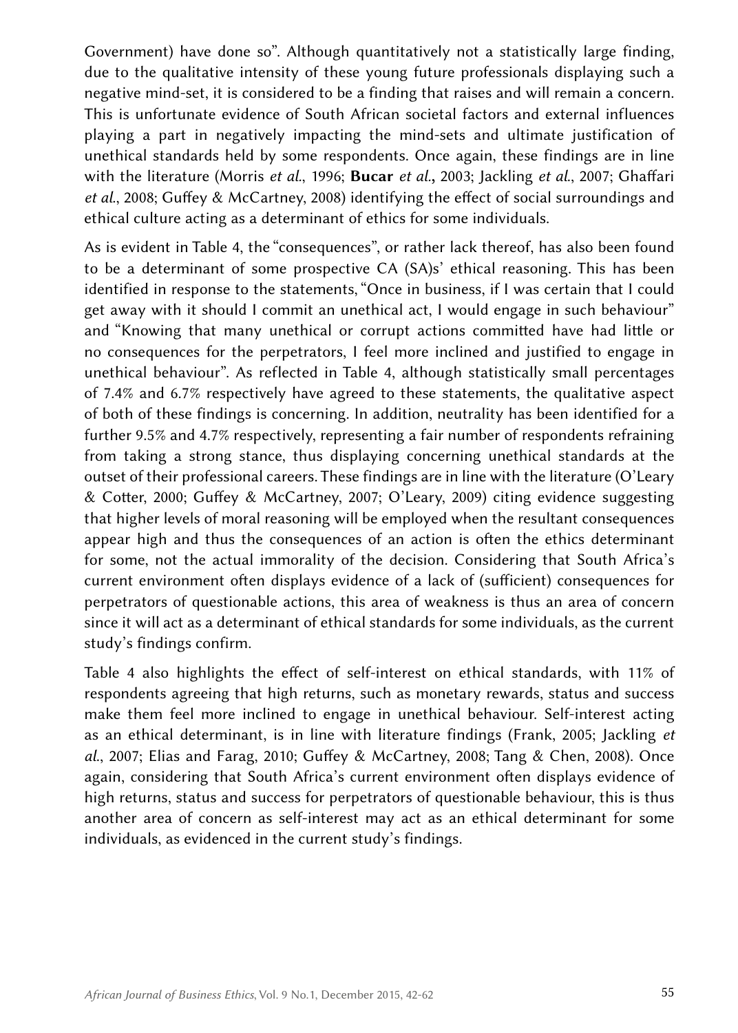Government) have done so". Although quantitatively not a statistically large finding, due to the qualitative intensity of these young future professionals displaying such a negative mind-set, it is considered to be a finding that raises and will remain a concern. This is unfortunate evidence of South African societal factors and external influences playing a part in negatively impacting the mind-sets and ultimate justification of unethical standards held by some respondents. Once again, these findings are in line with the literature (Morris *et al.*, 1996; **Bucar** *et al.***,** 2003; Jackling *et al.*, 2007; Ghaffari *et al.*, 2008; Guffey & McCartney, 2008) identifying the effect of social surroundings and ethical culture acting as a determinant of ethics for some individuals.

As is evident in Table 4, the "consequences", or rather lack thereof, has also been found to be a determinant of some prospective CA (SA)s' ethical reasoning. This has been identified in response to the statements, "Once in business, if I was certain that I could get away with it should I commit an unethical act, I would engage in such behaviour" and "Knowing that many unethical or corrupt actions committed have had little or no consequences for the perpetrators, I feel more inclined and justified to engage in unethical behaviour". As reflected in Table 4, although statistically small percentages of 7.4% and 6.7% respectively have agreed to these statements, the qualitative aspect of both of these findings is concerning. In addition, neutrality has been identified for a further 9.5% and 4.7% respectively, representing a fair number of respondents refraining from taking a strong stance, thus displaying concerning unethical standards at the outset of their professional careers. These findings are in line with the literature (O'Leary & Cotter, 2000; Guffey & McCartney, 2007; O'Leary, 2009) citing evidence suggesting that higher levels of moral reasoning will be employed when the resultant consequences appear high and thus the consequences of an action is often the ethics determinant for some, not the actual immorality of the decision. Considering that South Africa's current environment often displays evidence of a lack of (sufficient) consequences for perpetrators of questionable actions, this area of weakness is thus an area of concern since it will act as a determinant of ethical standards for some individuals, as the current study's findings confirm.

Table 4 also highlights the effect of self-interest on ethical standards, with 11% of respondents agreeing that high returns, such as monetary rewards, status and success make them feel more inclined to engage in unethical behaviour. Self-interest acting as an ethical determinant, is in line with literature findings (Frank, 2005; Jackling *et al.*, 2007; Elias and Farag, 2010; Guffey & McCartney, 2008; Tang & Chen, 2008). Once again, considering that South Africa's current environment often displays evidence of high returns, status and success for perpetrators of questionable behaviour, this is thus another area of concern as self-interest may act as an ethical determinant for some individuals, as evidenced in the current study's findings.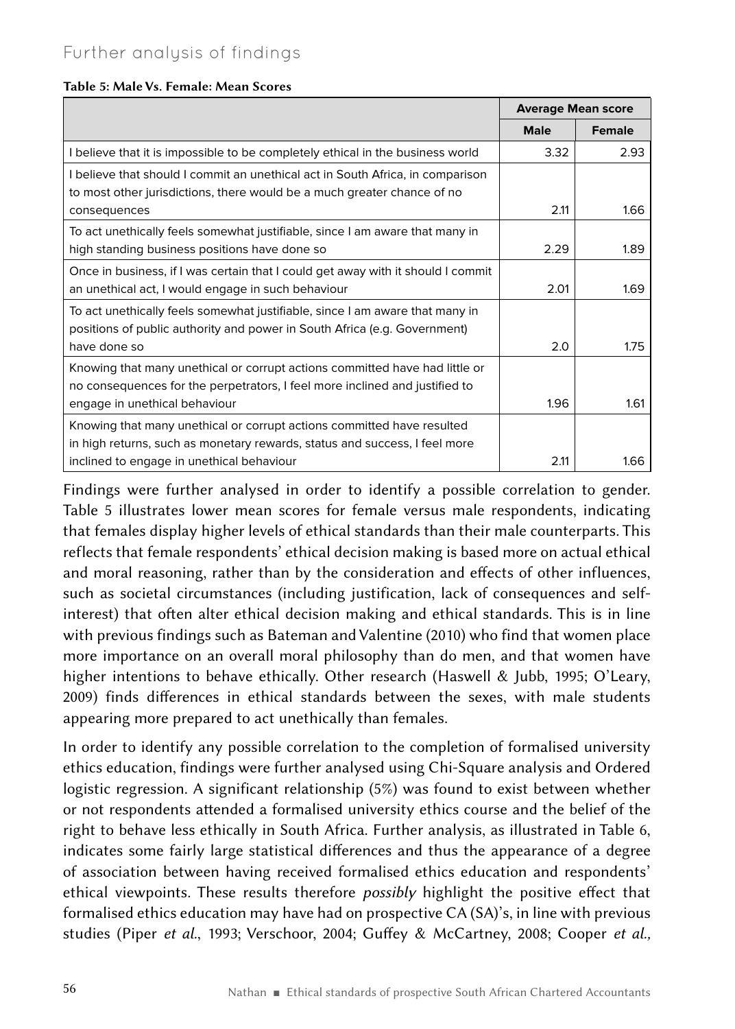## Further analysis of findings

**Table 5: Male Vs. Female: Mean Scores**

| | Average Mean score | |
|---|---|---|
| | **Male** | **Female** |
| I believe that it is impossible to be completely ethical in the business world | 3.32 | 2.93 |
| I believe that should I commit an unethical act in South Africa, in comparison to most other jurisdictions, there would be a much greater chance of no consequences | 2.11 | 1.66 |
| To act unethically feels somewhat justifiable, since I am aware that many in high standing business positions have done so | 2.29 | 1.89 |
| Once in business, if I was certain that I could get away with it should I commit an unethical act, I would engage in such behaviour | 2.01 | 1.69 |
| To act unethically feels somewhat justifiable, since I am aware that many in positions of public authority and power in South Africa (e.g. Government) have done so | 2.0 | 1.75 |
| Knowing that many unethical or corrupt actions committed have had little or no consequences for the perpetrators, I feel more inclined and justified to engage in unethical behaviour | 1.96 | 1.61 |
| Knowing that many unethical or corrupt actions committed have resulted in high returns, such as monetary rewards, status and success, I feel more inclined to engage in unethical behaviour | 2.11 | 1.66 |

Findings were further analysed in order to identify a possible correlation to gender. Table 5 illustrates lower mean scores for female versus male respondents, indicating that females display higher levels of ethical standards than their male counterparts. This reflects that female respondents' ethical decision making is based more on actual ethical and moral reasoning, rather than by the consideration and effects of other influences, such as societal circumstances (including justification, lack of consequences and self-interest) that often alter ethical decision making and ethical standards. This is in line with previous findings such as Bateman and Valentine (2010) who find that women place more importance on an overall moral philosophy than do men, and that women have higher intentions to behave ethically. Other research (Haswell & Jubb, 1995; O'Leary, 2009) finds differences in ethical standards between the sexes, with male students appearing more prepared to act unethically than females.

In order to identify any possible correlation to the completion of formalised university ethics education, findings were further analysed using Chi-Square analysis and Ordered logistic regression. A significant relationship (5%) was found to exist between whether or not respondents attended a formalised university ethics course and the belief of the right to behave less ethically in South Africa. Further analysis, as illustrated in Table 6, indicates some fairly large statistical differences and thus the appearance of a degree of association between having received formalised ethics education and respondents' ethical viewpoints. These results therefore *possibly* highlight the positive effect that formalised ethics education may have had on prospective CA (SA)'s, in line with previous studies (Piper *et al.*, 1993; Verschoor, 2004; Guffey & McCartney, 2008; Cooper *et al.,*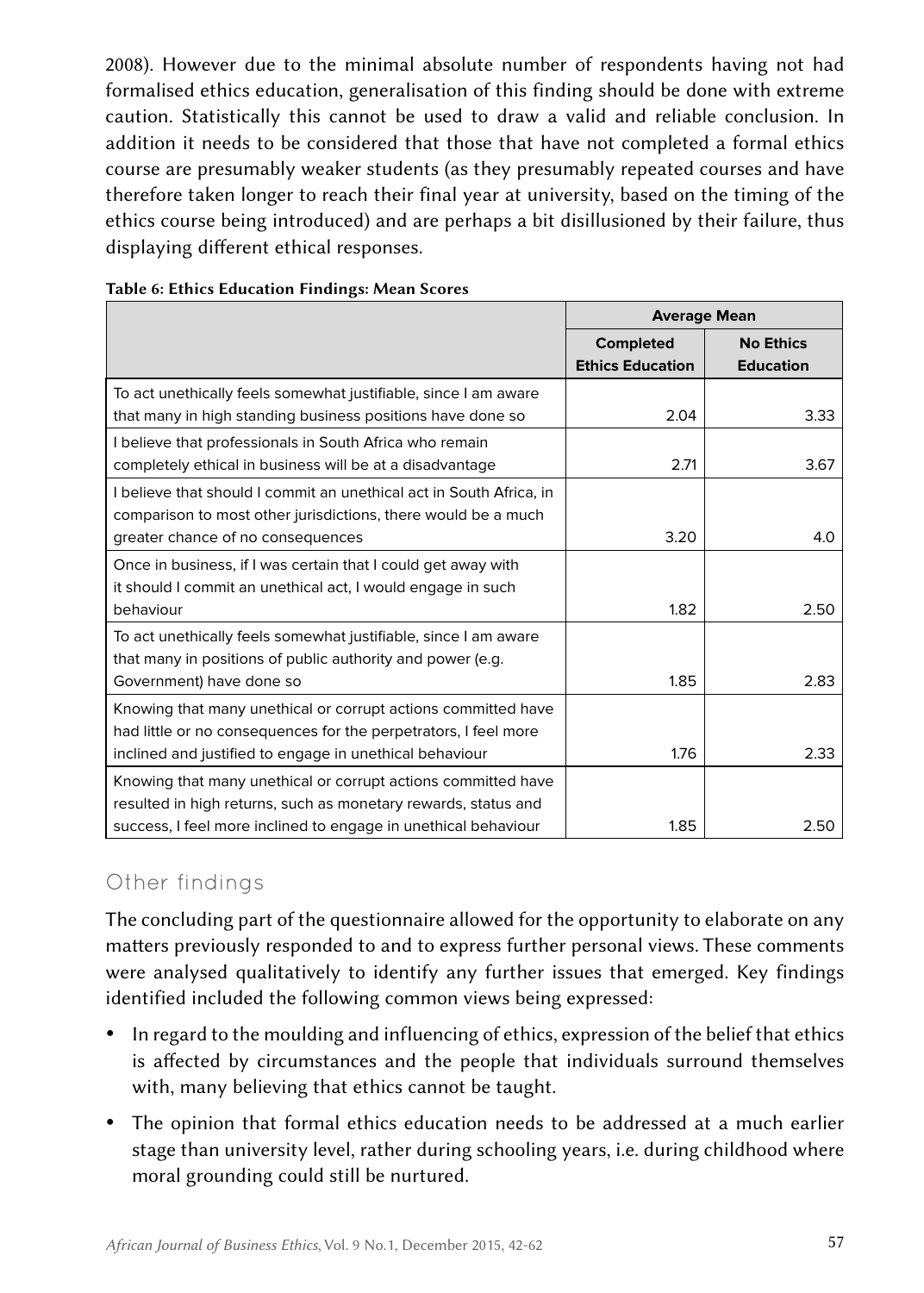2008). However due to the minimal absolute number of respondents having not had formalised ethics education, generalisation of this finding should be done with extreme caution. Statistically this cannot be used to draw a valid and reliable conclusion. In addition it needs to be considered that those that have not completed a formal ethics course are presumably weaker students (as they presumably repeated courses and have therefore taken longer to reach their final year at university, based on the timing of the ethics course being introduced) and are perhaps a bit disillusioned by their failure, thus displaying different ethical responses.

**Table 6: Ethics Education Findings: Mean Scores**

| | **Average Mean** | |
|---|---|---|
| | **Completed Ethics Education** | **No Ethics Education** |
| To act unethically feels somewhat justifiable, since I am aware that many in high standing business positions have done so | 2.04 | 3.33 |
| I believe that professionals in South Africa who remain completely ethical in business will be at a disadvantage | 2.71 | 3.67 |
| I believe that should I commit an unethical act in South Africa, in comparison to most other jurisdictions, there would be a much greater chance of no consequences | 3.20 | 4.0 |
| Once in business, if I was certain that I could get away with it should I commit an unethical act, I would engage in such behaviour | 1.82 | 2.50 |
| To act unethically feels somewhat justifiable, since I am aware that many in positions of public authority and power (e.g. Government) have done so | 1.85 | 2.83 |
| Knowing that many unethical or corrupt actions committed have had little or no consequences for the perpetrators, I feel more inclined and justified to engage in unethical behaviour | 1.76 | 2.33 |
| Knowing that many unethical or corrupt actions committed have resulted in high returns, such as monetary rewards, status and success, I feel more inclined to engage in unethical behaviour | 1.85 | 2.50 |

## Other findings

The concluding part of the questionnaire allowed for the opportunity to elaborate on any matters previously responded to and to express further personal views. These comments were analysed qualitatively to identify any further issues that emerged. Key findings identified included the following common views being expressed:

- In regard to the moulding and influencing of ethics, expression of the belief that ethics is affected by circumstances and the people that individuals surround themselves with, many believing that ethics cannot be taught.
- The opinion that formal ethics education needs to be addressed at a much earlier stage than university level, rather during schooling years, i.e. during childhood where moral grounding could still be nurtured.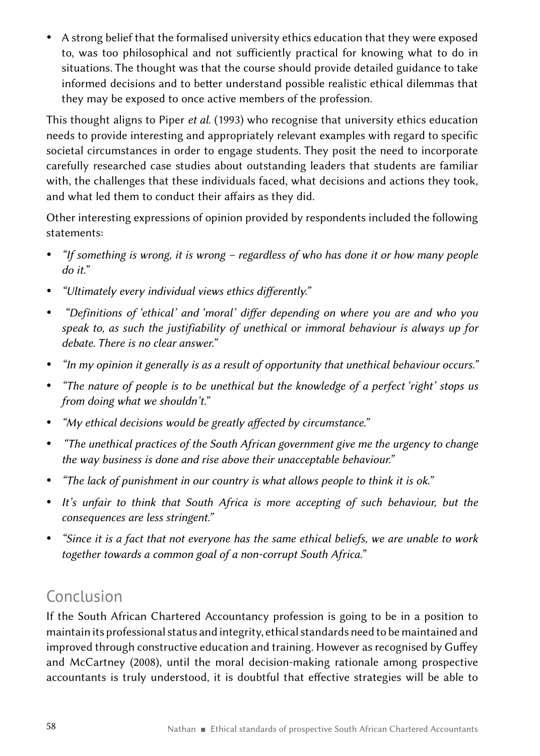- A strong belief that the formalised university ethics education that they were exposed to, was too philosophical and not sufficiently practical for knowing what to do in situations. The thought was that the course should provide detailed guidance to take informed decisions and to better understand possible realistic ethical dilemmas that they may be exposed to once active members of the profession.

This thought aligns to Piper *et al*. (1993) who recognise that university ethics education needs to provide interesting and appropriately relevant examples with regard to specific societal circumstances in order to engage students. They posit the need to incorporate carefully researched case studies about outstanding leaders that students are familiar with, the challenges that these individuals faced, what decisions and actions they took, and what led them to conduct their affairs as they did.

Other interesting expressions of opinion provided by respondents included the following statements:

- *"If something is wrong, it is wrong – regardless of who has done it or how many people do it."*
- *"Ultimately every individual views ethics differently."*
- *"Definitions of 'ethical' and 'moral' differ depending on where you are and who you speak to, as such the justifiability of unethical or immoral behaviour is always up for debate. There is no clear answer."*
- *"In my opinion it generally is as a result of opportunity that unethical behaviour occurs."*
- *"The nature of people is to be unethical but the knowledge of a perfect 'right' stops us from doing what we shouldn't."*
- *"My ethical decisions would be greatly affected by circumstance."*
- *"The unethical practices of the South African government give me the urgency to change the way business is done and rise above their unacceptable behaviour."*
- *"The lack of punishment in our country is what allows people to think it is ok."*
- *It's unfair to think that South Africa is more accepting of such behaviour, but the consequences are less stringent."*
- *"Since it is a fact that not everyone has the same ethical beliefs, we are unable to work together towards a common goal of a non-corrupt South Africa."*

## Conclusion

If the South African Chartered Accountancy profession is going to be in a position to maintain its professional status and integrity, ethical standards need to be maintained and improved through constructive education and training. However as recognised by Guffey and McCartney (2008), until the moral decision-making rationale among prospective accountants is truly understood, it is doubtful that effective strategies will be able to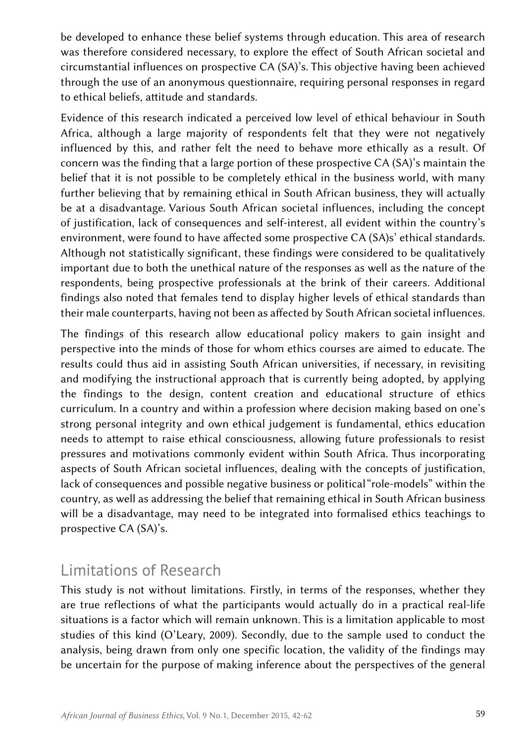be developed to enhance these belief systems through education. This area of research was therefore considered necessary, to explore the effect of South African societal and circumstantial influences on prospective CA (SA)'s. This objective having been achieved through the use of an anonymous questionnaire, requiring personal responses in regard to ethical beliefs, attitude and standards.

Evidence of this research indicated a perceived low level of ethical behaviour in South Africa, although a large majority of respondents felt that they were not negatively influenced by this, and rather felt the need to behave more ethically as a result. Of concern was the finding that a large portion of these prospective CA (SA)'s maintain the belief that it is not possible to be completely ethical in the business world, with many further believing that by remaining ethical in South African business, they will actually be at a disadvantage. Various South African societal influences, including the concept of justification, lack of consequences and self-interest, all evident within the country's environment, were found to have affected some prospective CA (SA)s' ethical standards. Although not statistically significant, these findings were considered to be qualitatively important due to both the unethical nature of the responses as well as the nature of the respondents, being prospective professionals at the brink of their careers. Additional findings also noted that females tend to display higher levels of ethical standards than their male counterparts, having not been as affected by South African societal influences.

The findings of this research allow educational policy makers to gain insight and perspective into the minds of those for whom ethics courses are aimed to educate. The results could thus aid in assisting South African universities, if necessary, in revisiting and modifying the instructional approach that is currently being adopted, by applying the findings to the design, content creation and educational structure of ethics curriculum. In a country and within a profession where decision making based on one's strong personal integrity and own ethical judgement is fundamental, ethics education needs to attempt to raise ethical consciousness, allowing future professionals to resist pressures and motivations commonly evident within South Africa. Thus incorporating aspects of South African societal influences, dealing with the concepts of justification, lack of consequences and possible negative business or political "role-models" within the country, as well as addressing the belief that remaining ethical in South African business will be a disadvantage, may need to be integrated into formalised ethics teachings to prospective CA (SA)'s.

## Limitations of Research

This study is not without limitations. Firstly, in terms of the responses, whether they are true reflections of what the participants would actually do in a practical real-life situations is a factor which will remain unknown. This is a limitation applicable to most studies of this kind (O'Leary, 2009). Secondly, due to the sample used to conduct the analysis, being drawn from only one specific location, the validity of the findings may be uncertain for the purpose of making inference about the perspectives of the general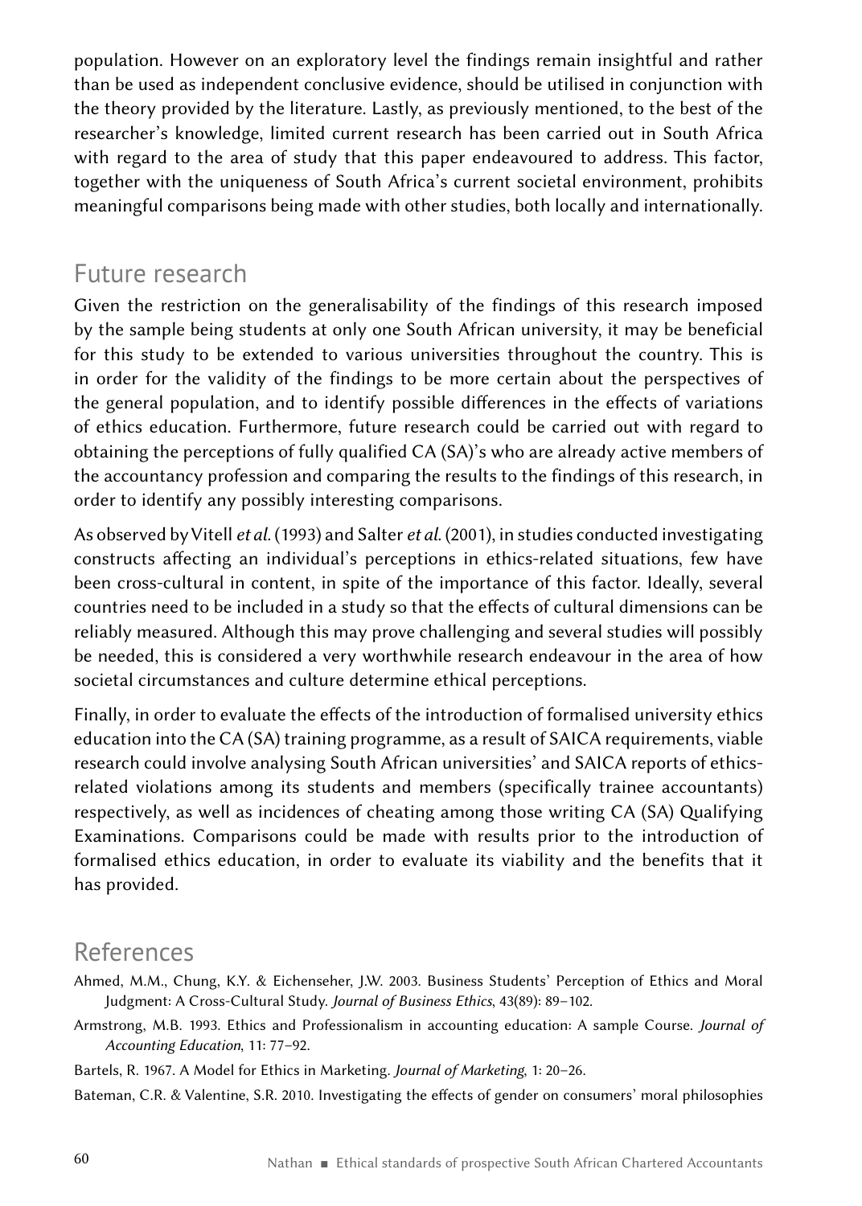population. However on an exploratory level the findings remain insightful and rather than be used as independent conclusive evidence, should be utilised in conjunction with the theory provided by the literature. Lastly, as previously mentioned, to the best of the researcher's knowledge, limited current research has been carried out in South Africa with regard to the area of study that this paper endeavoured to address. This factor, together with the uniqueness of South Africa's current societal environment, prohibits meaningful comparisons being made with other studies, both locally and internationally.

## Future research

Given the restriction on the generalisability of the findings of this research imposed by the sample being students at only one South African university, it may be beneficial for this study to be extended to various universities throughout the country. This is in order for the validity of the findings to be more certain about the perspectives of the general population, and to identify possible differences in the effects of variations of ethics education. Furthermore, future research could be carried out with regard to obtaining the perceptions of fully qualified CA (SA)'s who are already active members of the accountancy profession and comparing the results to the findings of this research, in order to identify any possibly interesting comparisons.

As observed by Vitell *et al.* (1993) and Salter *et al.* (2001), in studies conducted investigating constructs affecting an individual's perceptions in ethics-related situations, few have been cross-cultural in content, in spite of the importance of this factor. Ideally, several countries need to be included in a study so that the effects of cultural dimensions can be reliably measured. Although this may prove challenging and several studies will possibly be needed, this is considered a very worthwhile research endeavour in the area of how societal circumstances and culture determine ethical perceptions.

Finally, in order to evaluate the effects of the introduction of formalised university ethics education into the CA (SA) training programme, as a result of SAICA requirements, viable research could involve analysing South African universities' and SAICA reports of ethics-related violations among its students and members (specifically trainee accountants) respectively, as well as incidences of cheating among those writing CA (SA) Qualifying Examinations. Comparisons could be made with results prior to the introduction of formalised ethics education, in order to evaluate its viability and the benefits that it has provided.

## References

Ahmed, M.M., Chung, K.Y. & Eichenseher, J.W. 2003. Business Students' Perception of Ethics and Moral Judgment: A Cross-Cultural Study. *Journal of Business Ethics*, 43(89): 89–102.

Armstrong, M.B. 1993. Ethics and Professionalism in accounting education: A sample Course. *Journal of Accounting Education*, 11: 77–92.

Bartels, R. 1967. A Model for Ethics in Marketing. *Journal of Marketing*, 1: 20–26.

Bateman, C.R. & Valentine, S.R. 2010. Investigating the effects of gender on consumers' moral philosophies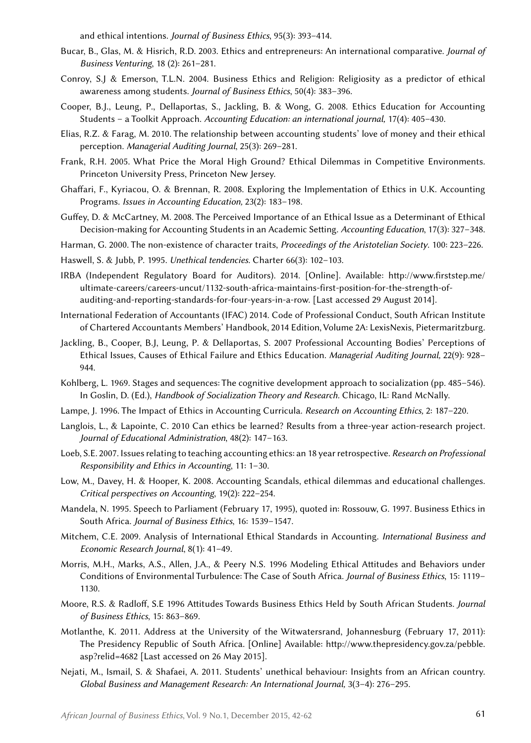and ethical intentions. *Journal of Business Ethics*, 95(3): 393–414.

Bucar, B., Glas, M. & Hisrich, R.D. 2003. Ethics and entrepreneurs: An international comparative. *Journal of Business Venturing*, 18 (2): 261–281.

Conroy, S.J & Emerson, T.L.N. 2004. Business Ethics and Religion: Religiosity as a predictor of ethical awareness among students. *Journal of Business Ethics*, 50(4): 383–396.

Cooper, B.J., Leung, P., Dellaportas, S., Jackling, B. & Wong, G. 2008. Ethics Education for Accounting Students – a Toolkit Approach. *Accounting Education: an international journal,* 17(4): 405–430.

Elias, R.Z. & Farag, M. 2010. The relationship between accounting students' love of money and their ethical perception. *Managerial Auditing Journal*, 25(3): 269–281.

Frank, R.H. 2005. What Price the Moral High Ground? Ethical Dilemmas in Competitive Environments. Princeton University Press, Princeton New Jersey.

Ghaffari, F., Kyriacou, O. & Brennan, R. 2008. Exploring the Implementation of Ethics in U.K. Accounting Programs. *Issues in Accounting Education,* 23(2): 183–198.

Guffey, D. & McCartney, M. 2008. The Perceived Importance of an Ethical Issue as a Determinant of Ethical Decision-making for Accounting Students in an Academic Setting. *Accounting Education*, 17(3): 327–348.

Harman, G. 2000. The non-existence of character traits, *Proceedings of the Aristotelian Society*. 100: 223–226.

Haswell, S. & Jubb, P. 1995. *Unethical tendencies*. Charter 66(3): 102–103.

IRBA (Independent Regulatory Board for Auditors). 2014. [Online]. Available: http://www.firststep.me/ultimate-careers/careers-uncut/1132-south-africa-maintains-first-position-for-the-strength-of-auditing-and-reporting-standards-for-four-years-in-a-row. [Last accessed 29 August 2014].

International Federation of Accountants (IFAC) 2014. Code of Professional Conduct, South African Institute of Chartered Accountants Members' Handbook, 2014 Edition, Volume 2A: LexisNexis, Pietermaritzburg.

Jackling, B., Cooper, B.J, Leung, P. & Dellaportas, S. 2007 Professional Accounting Bodies' Perceptions of Ethical Issues, Causes of Ethical Failure and Ethics Education. *Managerial Auditing Journal,* 22(9): 928–944.

Kohlberg, L. 1969. Stages and sequences: The cognitive development approach to socialization (pp. 485–546). In Goslin, D. (Ed.), *Handbook of Socialization Theory and Research.* Chicago, IL: Rand McNally.

Lampe, J. 1996. The Impact of Ethics in Accounting Curricula. *Research on Accounting Ethics*, 2: 187–220.

Langlois, L., & Lapointe, C. 2010 Can ethics be learned? Results from a three-year action-research project. *Journal of Educational Administration*, 48(2): 147–163.

Loeb, S.E. 2007. Issues relating to teaching accounting ethics: an 18 year retrospective. *Research on Professional Responsibility and Ethics in Accounting*, 11: 1–30.

Low, M., Davey, H. & Hooper, K. 2008. Accounting Scandals, ethical dilemmas and educational challenges. *Critical perspectives on Accounting*, 19(2): 222–254.

Mandela, N. 1995. Speech to Parliament (February 17, 1995), quoted in: Rossouw, G. 1997. Business Ethics in South Africa. *Journal of Business Ethics*, 16: 1539–1547.

Mitchem, C.E. 2009. Analysis of International Ethical Standards in Accounting. *International Business and Economic Research Journal*, 8(1): 41–49.

Morris, M.H., Marks, A.S., Allen, J.A., & Peery N.S. 1996 Modeling Ethical Attitudes and Behaviors under Conditions of Environmental Turbulence: The Case of South Africa. *Journal of Business Ethics*, 15: 1119–1130.

Moore, R.S. & Radloff, S.E 1996 Attitudes Towards Business Ethics Held by South African Students. *Journal of Business Ethics*, 15: 863–869.

Motlanthe, K. 2011. Address at the University of the Witwatersrand, Johannesburg (February 17, 2011): The Presidency Republic of South Africa. [Online] Available: http://www.thepresidency.gov.za/pebble.asp?relid=4682 [Last accessed on 26 May 2015].

Nejati, M., Ismail, S. & Shafaei, A. 2011. Students' unethical behaviour: Insights from an African country. *Global Business and Management Research: An International Journal,* 3(3–4): 276–295.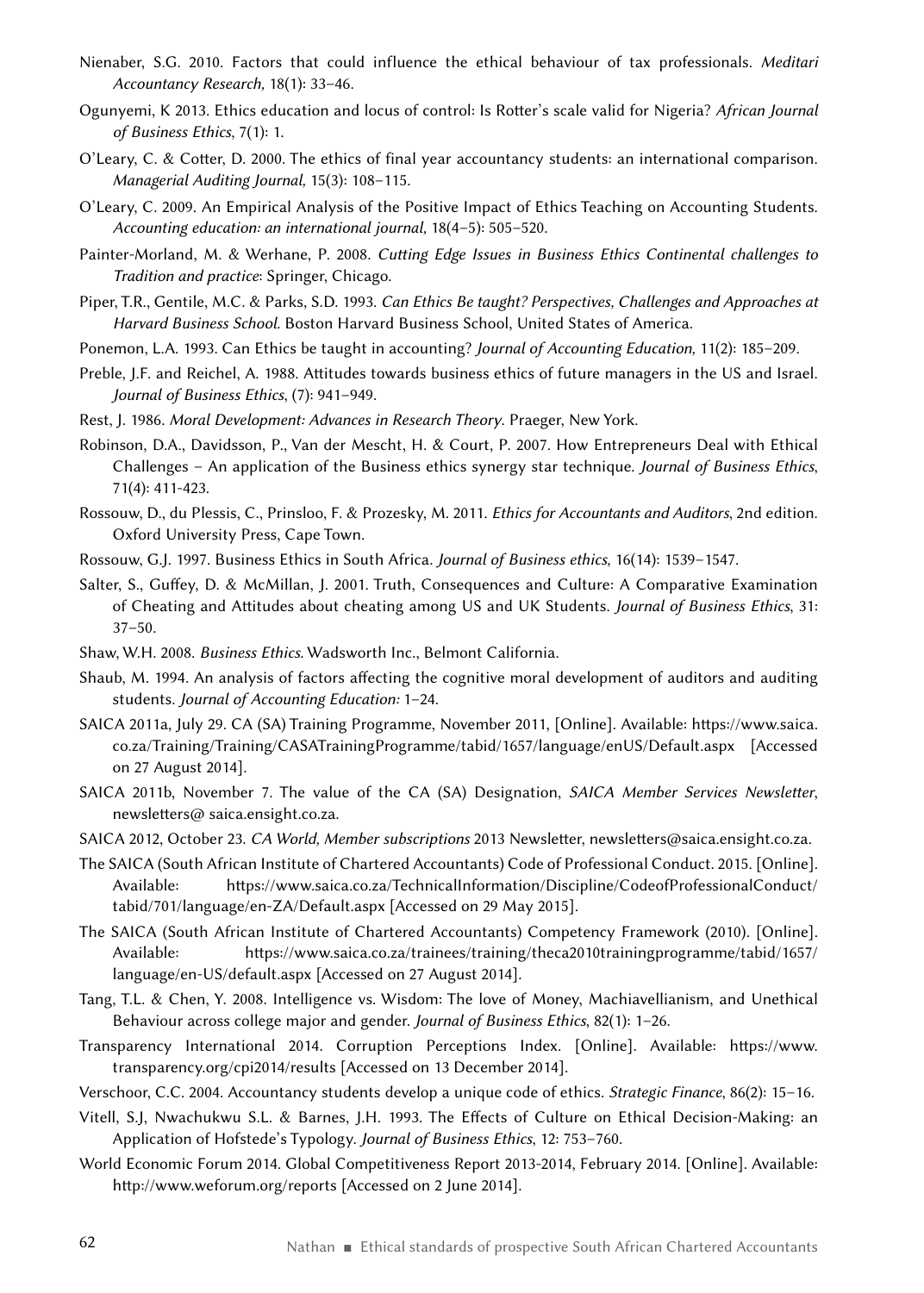Nienaber, S.G. 2010. Factors that could influence the ethical behaviour of tax professionals. *Meditari Accountancy Research,* 18(1): 33–46.

Ogunyemi, K 2013. Ethics education and locus of control: Is Rotter's scale valid for Nigeria? *African Journal of Business Ethics*, 7(1): 1.

O'Leary, C. & Cotter, D. 2000. The ethics of final year accountancy students: an international comparison. *Managerial Auditing Journal,* 15(3): 108–115.

O'Leary, C. 2009. An Empirical Analysis of the Positive Impact of Ethics Teaching on Accounting Students. *Accounting education: an international journal,* 18(4–5): 505–520.

Painter-Morland, M. & Werhane, P. 2008. *Cutting Edge Issues in Business Ethics Continental challenges to Tradition and practice*: Springer, Chicago.

Piper, T.R., Gentile, M.C. & Parks, S.D. 1993. *Can Ethics Be taught? Perspectives, Challenges and Approaches at Harvard Business School.* Boston Harvard Business School, United States of America.

Ponemon, L.A. 1993. Can Ethics be taught in accounting? *Journal of Accounting Education,* 11(2): 185–209.

Preble, J.F. and Reichel, A. 1988. Attitudes towards business ethics of future managers in the US and Israel. *Journal of Business Ethics*, (7): 941–949.

Rest, J. 1986. *Moral Development: Advances in Research Theory*. Praeger, New York.

Robinson, D.A., Davidsson, P., Van der Mescht, H. & Court, P. 2007. How Entrepreneurs Deal with Ethical Challenges – An application of the Business ethics synergy star technique. *Journal of Business Ethics*, 71(4): 411-423.

Rossouw, D., du Plessis, C., Prinsloo, F. & Prozesky, M. 2011. *Ethics for Accountants and Auditors*, 2nd edition. Oxford University Press, Cape Town.

Rossouw, G.J. 1997. Business Ethics in South Africa. *Journal of Business ethics*, 16(14): 1539–1547.

Salter, S., Guffey, D. & McMillan, J. 2001. Truth, Consequences and Culture: A Comparative Examination of Cheating and Attitudes about cheating among US and UK Students. *Journal of Business Ethics*, 31: 37–50.

Shaw, W.H. 2008. *Business Ethics*. Wadsworth Inc., Belmont California.

Shaub, M. 1994. An analysis of factors affecting the cognitive moral development of auditors and auditing students. *Journal of Accounting Education:* 1–24.

SAICA 2011a, July 29. CA (SA) Training Programme, November 2011, [Online]. Available: https://www.saica.co.za/Training/Training/CASATrainingProgramme/tabid/1657/language/enUS/Default.aspx [Accessed on 27 August 2014].

SAICA 2011b, November 7. The value of the CA (SA) Designation, *SAICA Member Services Newsletter*, newsletters@ saica.ensight.co.za.

SAICA 2012, October 23. *CA World, Member subscriptions* 2013 Newsletter, newsletters@saica.ensight.co.za.

The SAICA (South African Institute of Chartered Accountants) Code of Professional Conduct. 2015. [Online]. Available: https://www.saica.co.za/TechnicalInformation/Discipline/CodeofProfessionalConduct/tabid/701/language/en-ZA/Default.aspx [Accessed on 29 May 2015].

The SAICA (South African Institute of Chartered Accountants) Competency Framework (2010). [Online]. Available: https://www.saica.co.za/trainees/training/theca2010trainingprogramme/tabid/1657/language/en-US/default.aspx [Accessed on 27 August 2014].

Tang, T.L. & Chen, Y. 2008. Intelligence vs. Wisdom: The love of Money, Machiavellianism, and Unethical Behaviour across college major and gender. *Journal of Business Ethics*, 82(1): 1–26.

Transparency International 2014. Corruption Perceptions Index. [Online]. Available: https://www.transparency.org/cpi2014/results [Accessed on 13 December 2014].

Verschoor, C.C. 2004. Accountancy students develop a unique code of ethics. *Strategic Finance*, 86(2): 15–16.

Vitell, S.J, Nwachukwu S.L. & Barnes, J.H. 1993. The Effects of Culture on Ethical Decision-Making: an Application of Hofstede's Typology. *Journal of Business Ethics*, 12: 753–760.

World Economic Forum 2014. Global Competitiveness Report 2013-2014, February 2014. [Online]. Available: http://www.weforum.org/reports [Accessed on 2 June 2014].